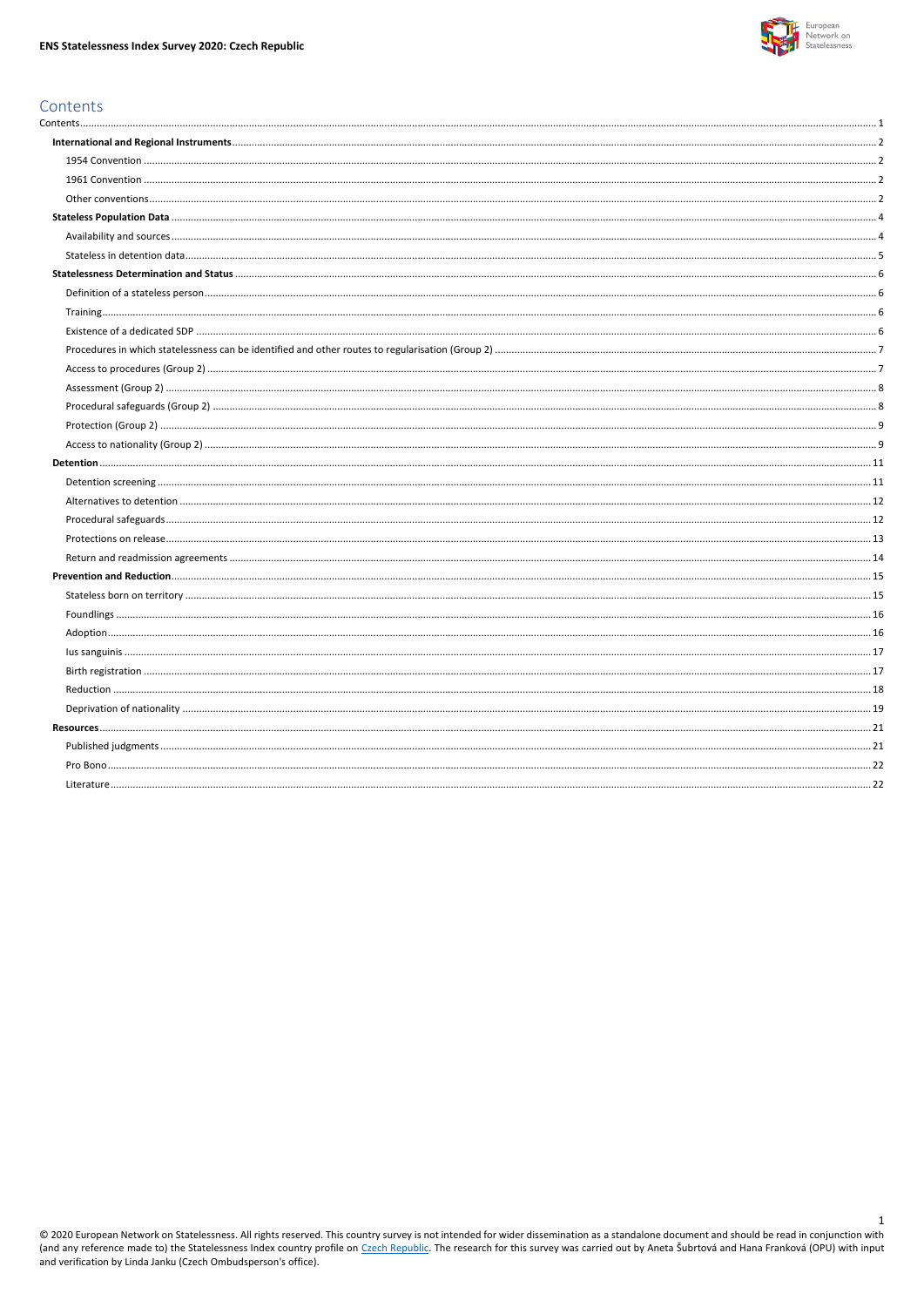# Contents

Contents ... 1

**International and Regional Instruments** ... 2

- 1954 Convention ... 2
- 1961 Convention ... 2
- Other conventions ... 2

**Stateless Population Data** ... 4

- Availability and sources ... 4
- Stateless in detention data ... 5

**Statelessness Determination and Status** ... 6

- Definition of a stateless person ... 6
- Training ... 6
- Existence of a dedicated SDP ... 6
- Procedures in which statelessness can be identified and other routes to regularisation (Group 2) ... 7
- Access to procedures (Group 2) ... 7
- Assessment (Group 2) ... 8
- Procedural safeguards (Group 2) ... 8
- Protection (Group 2) ... 9
- Access to nationality (Group 2) ... 9

**Detention** ... 11

- Detention screening ... 11
- Alternatives to detention ... 12
- Procedural safeguards ... 12
- Protections on release ... 13
- Return and readmission agreements ... 14

**Prevention and Reduction** ... 15

- Stateless born on territory ... 15
- Foundlings ... 16
- Adoption ... 16
- Ius sanguinis ... 17
- Birth registration ... 17
- Reduction ... 18
- Deprivation of nationality ... 19

**Resources** ... 21

- Published judgments ... 21
- Pro Bono ... 22
- Literature ... 22

© 2020 European Network on Statelessness. All rights reserved. This country survey is not intended for wider dissemination as a standalone document and should be read in conjunction with (and any reference made to) the Statelessness Index country profile on Czech Republic. The research for this survey was carried out by Aneta Šubrtová and Hana Franková (OPU) with input and verification by Linda Janku (Czech Ombudsperson's office).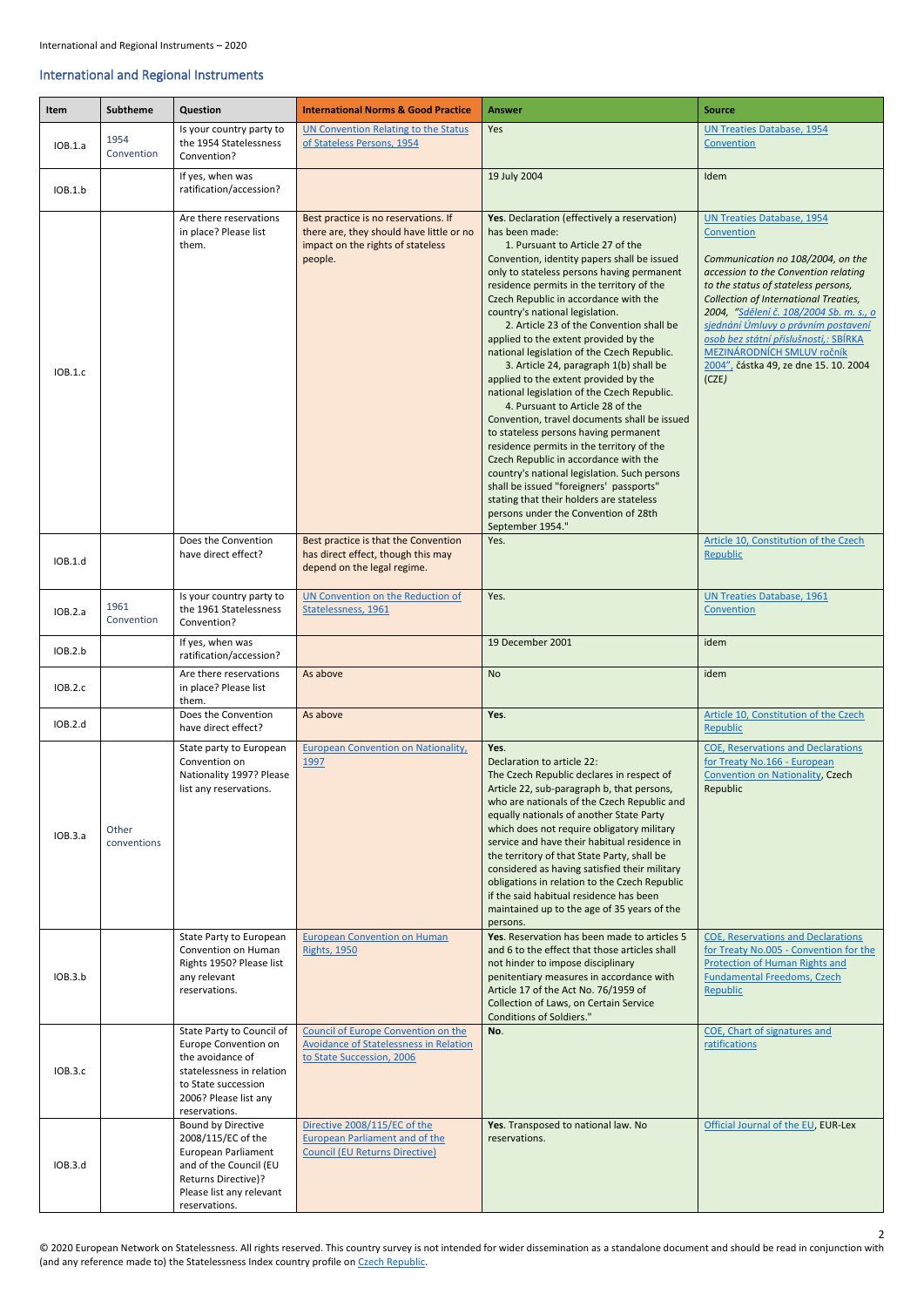## International and Regional Instruments

| Item | Subtheme | Question | International Norms & Good Practice | Answer | Source |
|---|---|---|---|---|---|
| IOB.1.a | 1954 Convention | Is your country party to the 1954 Statelessness Convention? | UN Convention Relating to the Status of Stateless Persons, 1954 | Yes | UN Treaties Database, 1954 Convention |
| IOB.1.b | | If yes, when was ratification/accession? | | 19 July 2004 | Idem |
| IOB.1.c | | Are there reservations in place? Please list them. | Best practice is no reservations. If there are, they should have little or no impact on the rights of stateless people. | **Yes**. Declaration (effectively a reservation) has been made: 1. Pursuant to Article 27 of the Convention, identity papers shall be issued only to stateless persons having permanent residence permits in the territory of the Czech Republic in accordance with the country's national legislation. 2. Article 23 of the Convention shall be applied to the extent provided by the national legislation of the Czech Republic. 3. Article 24, paragraph 1(b) shall be applied to the extent provided by the national legislation of the Czech Republic. 4. Pursuant to Article 28 of the Convention, travel documents shall be issued to stateless persons having permanent residence permits in the territory of the Czech Republic in accordance with the country's national legislation. Such persons shall be issued "foreigners' passports" stating that their holders are stateless persons under the Convention of 28th September 1954." | UN Treaties Database, 1954 Convention<br><br>*Communication no 108/2004, on the accession to the Convention relating to the status of stateless persons, Collection of International Treaties, 2004, "Sdělení č. 108/2004 Sb. m. s., o sjednání Úmluvy o právním postavení osob bez státní příslušnosti,: SBÍRKA MEZINÁRODNÍCH SMLUV ročník 2004",* částka 49, ze dne 15. 10. 2004 (CZE*)* |
| IOB.1.d | | Does the Convention have direct effect? | Best practice is that the Convention has direct effect, though this may depend on the legal regime. | Yes. | Article 10, Constitution of the Czech Republic |
| IOB.2.a | 1961 Convention | Is your country party to the 1961 Statelessness Convention? | UN Convention on the Reduction of Statelessness, 1961 | Yes. | UN Treaties Database, 1961 Convention |
| IOB.2.b | | If yes, when was ratification/accession? | | 19 December 2001 | idem |
| IOB.2.c | | Are there reservations in place? Please list them. | As above | No | idem |
| IOB.2.d | | Does the Convention have direct effect? | As above | **Yes**. | Article 10, Constitution of the Czech Republic |
| IOB.3.a | Other conventions | State party to European Convention on Nationality 1997? Please list any reservations. | European Convention on Nationality, 1997 | **Yes**.<br>Declaration to article 22:<br>The Czech Republic declares in respect of Article 22, sub-paragraph b, that persons, who are nationals of the Czech Republic and equally nationals of another State Party which does not require obligatory military service and have their habitual residence in the territory of that State Party, shall be considered as having satisfied their military obligations in relation to the Czech Republic if the said habitual residence has been maintained up to the age of 35 years of the persons. | COE, Reservations and Declarations for Treaty No.166 - European Convention on Nationality, Czech Republic |
| IOB.3.b | | State Party to European Convention on Human Rights 1950? Please list any relevant reservations. | European Convention on Human Rights, 1950 | **Yes**. Reservation has been made to articles 5 and 6 to the effect that those articles shall not hinder to impose disciplinary penitentiary measures in accordance with Article 17 of the Act No. 76/1959 of Collection of Laws, on Certain Service Conditions of Soldiers." | COE, Reservations and Declarations for Treaty No.005 - Convention for the Protection of Human Rights and Fundamental Freedoms, Czech Republic |
| IOB.3.c | | State Party to Council of Europe Convention on the avoidance of statelessness in relation to State succession 2006? Please list any reservations. | Council of Europe Convention on the Avoidance of Statelessness in Relation to State Succession, 2006 | **No**. | COE, Chart of signatures and ratifications |
| IOB.3.d | | Bound by Directive 2008/115/EC of the European Parliament and of the Council (EU Returns Directive)? Please list any relevant reservations. | Directive 2008/115/EC of the European Parliament and of the Council (EU Returns Directive) | **Yes**. Transposed to national law. No reservations. | Official Journal of the EU, EUR-Lex |

© 2020 European Network on Statelessness. All rights reserved. This country survey is not intended for wider dissemination as a standalone document and should be read in conjunction with (and any reference made to) the Statelessness Index country profile on Czech Republic.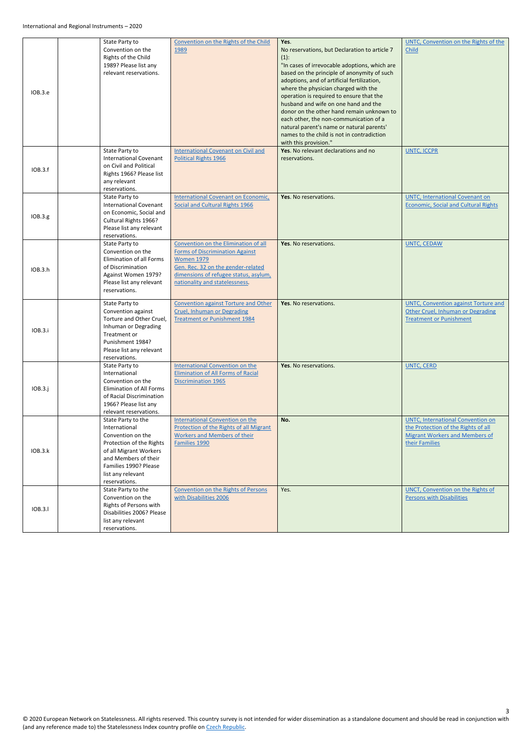| | | | | | |
|---|---|---|---|---|---|
| IOB.3.e | | State Party to Convention on the Rights of the Child 1989? Please list any relevant reservations. | Convention on the Rights of the Child 1989 | **Yes**.<br>No reservations, but Declaration to article 7 (1):<br>"In cases of irrevocable adoptions, which are based on the principle of anonymity of such adoptions, and of artificial fertilization, where the physician charged with the operation is required to ensure that the husband and wife on one hand and the donor on the other hand remain unknown to each other, the non-communication of a natural parent's name or natural parents' names to the child is not in contradiction with this provision." | UNTC, Convention on the Rights of the Child |
| IOB.3.f | | State Party to International Covenant on Civil and Political Rights 1966? Please list any relevant reservations. | International Covenant on Civil and Political Rights 1966 | **Yes**. No relevant declarations and no reservations. | UNTC, ICCPR |
| IOB.3.g | | State Party to International Covenant on Economic, Social and Cultural Rights 1966? Please list any relevant reservations. | International Covenant on Economic, Social and Cultural Rights 1966 | **Yes**. No reservations. | UNTC, International Covenant on Economic, Social and Cultural Rights |
| IOB.3.h | | State Party to Convention on the Elimination of all Forms of Discrimination Against Women 1979? Please list any relevant reservations. | Convention on the Elimination of all Forms of Discrimination Against Women 1979<br>Gen. Rec. 32 on the gender-related dimensions of refugee status, asylum, nationality and statelessness. | **Yes**. No reservations. | UNTC, CEDAW |
| IOB.3.i | | State Party to Convention against Torture and Other Cruel, Inhuman or Degrading Treatment or Punishment 1984? Please list any relevant reservations. | Convention against Torture and Other Cruel, Inhuman or Degrading Treatment or Punishment 1984 | **Yes**. No reservations. | UNTC, Convention against Torture and Other Cruel, Inhuman or Degrading Treatment or Punishment |
| IOB.3.j | | State Party to International Convention on the Elimination of All Forms of Racial Discrimination 1966? Please list any relevant reservations. | International Convention on the Elimination of All Forms of Racial Discrimination 1965 | **Yes**. No reservations. | UNTC, CERD |
| IOB.3.k | | State Party to the International Convention on the Protection of the Rights of all Migrant Workers and Members of their Families 1990? Please list any relevant reservations. | International Convention on the Protection of the Rights of all Migrant Workers and Members of their Families 1990 | **No.** | UNTC, International Convention on the Protection of the Rights of all Migrant Workers and Members of their Families |
| IOB.3.l | | State Party to the Convention on the Rights of Persons with Disabilities 2006? Please list any relevant reservations. | Convention on the Rights of Persons with Disabilities 2006 | Yes. | UNCT, Convention on the Rights of Persons with Disabilities |

© 2020 European Network on Statelessness. All rights reserved. This country survey is not intended for wider dissemination as a standalone document and should be read in conjunction with (and any reference made to) the Statelessness Index country profile on Czech Republic.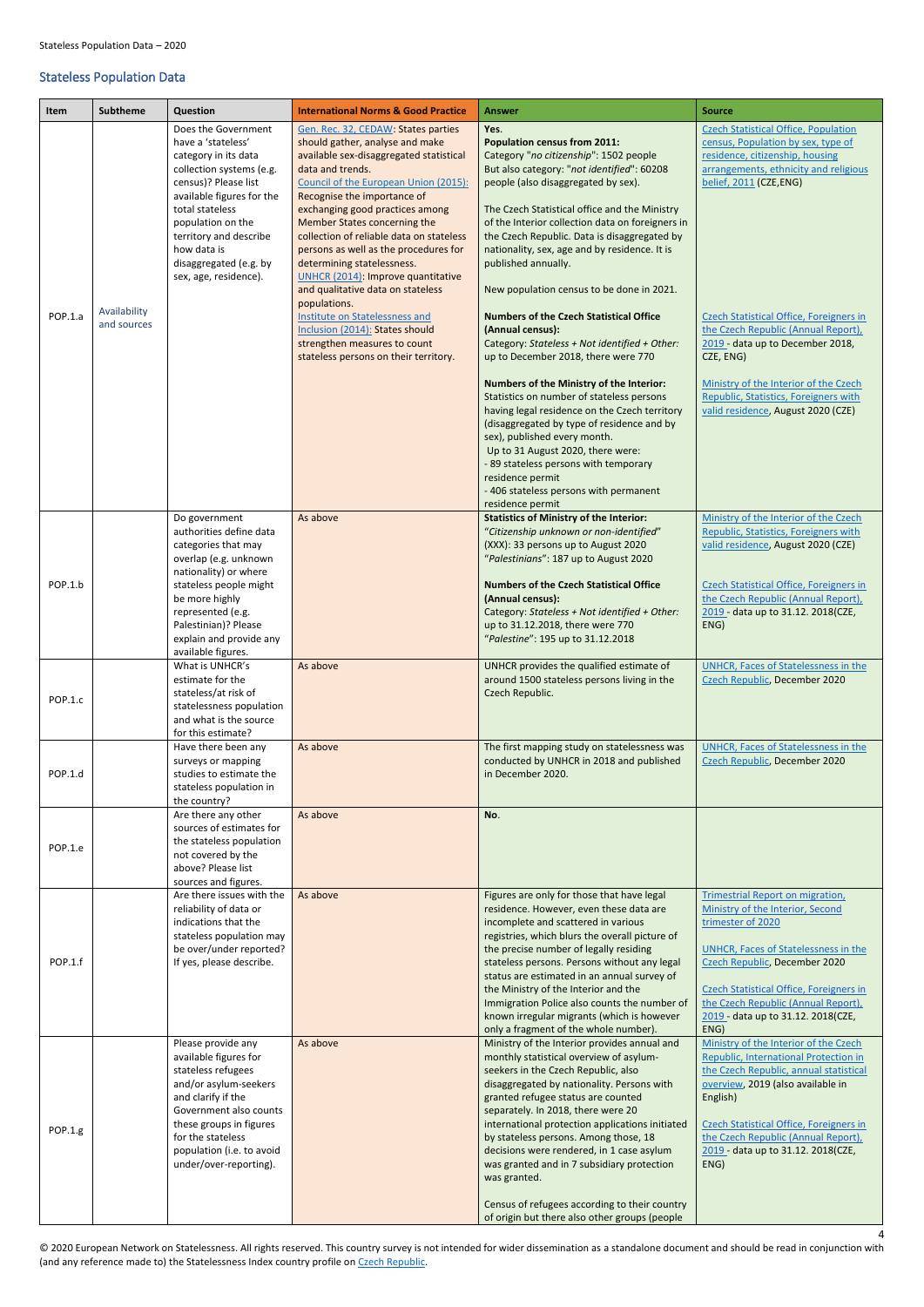## Stateless Population Data

| Item | Subtheme | Question | International Norms & Good Practice | Answer | Source |
|---|---|---|---|---|---|
| POP.1.a | Availability and sources | Does the Government have a 'stateless' category in its data collection systems (e.g. census)? Please list available figures for the total stateless population on the territory and describe how data is disaggregated (e.g. by sex, age, residence). | Gen. Rec. 32, CEDAW: States parties should gather, analyse and make available sex-disaggregated statistical data and trends. Council of the European Union (2015): Recognise the importance of exchanging good practices among Member States concerning the collection of reliable data on stateless persons as well as the procedures for determining statelessness. UNHCR (2014): Improve quantitative and qualitative data on stateless populations. Institute on Statelessness and Inclusion (2014): States should strengthen measures to count stateless persons on their territory. | **Yes.** **Population census from 2011:** Category "*no citizenship*": 1502 people But also category: "*not identified*": 60208 people (also disaggregated by sex). The Czech Statistical office and the Ministry of the Interior collection data on foreigners in the Czech Republic. Data is disaggregated by nationality, sex, age and by residence. It is published annually. New population census to be done in 2021. **Numbers of the Czech Statistical Office (Annual census):** Category: *Stateless + Not identified + Other*: up to December 2018, there were 770 **Numbers of the Ministry of the Interior:** Statistics on number of stateless persons having legal residence on the Czech territory (disaggregated by type of residence and by sex), published every month. Up to 31 August 2020, there were: - 89 stateless persons with temporary residence permit - 406 stateless persons with permanent residence permit | Czech Statistical Office, Population census, Population by sex, type of residence, citizenship, housing arrangements, ethnicity and religious belief, 2011 (CZE,ENG) Czech Statistical Office, Foreigners in the Czech Republic (Annual Report), 2019 - data up to December 2018, CZE, ENG) Ministry of the Interior of the Czech Republic, Statistics, Foreigners with valid residence, August 2020 (CZE) |
| POP.1.b | | Do government authorities define data categories that may overlap (e.g. unknown nationality) or where stateless people might be more highly represented (e.g. Palestinian)? Please explain and provide any available figures. | As above | **Statistics of Ministry of the Interior:** "*Citizenship unknown or non-identified*" (XXX): 33 persons up to August 2020 "*Palestinians*": 187 up to August 2020 **Numbers of the Czech Statistical Office (Annual census):** Category: *Stateless + Not identified + Other*: up to 31.12.2018, there were 770 "*Palestine*": 195 up to 31.12.2018 | Ministry of the Interior of the Czech Republic, Statistics, Foreigners with valid residence, August 2020 (CZE) Czech Statistical Office, Foreigners in the Czech Republic (Annual Report), 2019 - data up to 31.12. 2018(CZE, ENG) |
| POP.1.c | | What is UNHCR's estimate for the stateless/at risk of statelessness population and what is the source for this estimate? | As above | UNHCR provides the qualified estimate of around 1500 stateless persons living in the Czech Republic. | UNHCR, Faces of Statelessness in the Czech Republic, December 2020 |
| POP.1.d | | Have there been any surveys or mapping studies to estimate the stateless population in the country? | As above | The first mapping study on statelessness was conducted by UNHCR in 2018 and published in December 2020. | UNHCR, Faces of Statelessness in the Czech Republic, December 2020 |
| POP.1.e | | Are there any other sources of estimates for the stateless population not covered by the above? Please list sources and figures. | As above | **No.** | |
| POP.1.f | | Are there issues with the reliability of data or indications that the stateless population may be over/under reported? If yes, please describe. | As above | Figures are only for those that have legal residence. However, even these data are incomplete and scattered in various registries, which blurs the overall picture of the precise number of legally residing stateless persons. Persons without any legal status are estimated in an annual survey of the Ministry of the Interior and the Immigration Police also counts the number of known irregular migrants (which is however only a fragment of the whole number). | Trimestrial Report on migration, Ministry of the Interior, Second trimester of 2020 UNHCR, Faces of Statelessness in the Czech Republic, December 2020 Czech Statistical Office, Foreigners in the Czech Republic (Annual Report), 2019 - data up to 31.12. 2018(CZE, ENG) |
| POP.1.g | | Please provide any available figures for stateless refugees and/or asylum-seekers and clarify if the Government also counts these groups in figures for the stateless population (i.e. to avoid under/over-reporting). | As above | Ministry of the Interior provides annual and monthly statistical overview of asylum-seekers in the Czech Republic, also disaggregated by nationality. Persons with granted refugee status are counted separately. In 2018, there were 20 international protection applications initiated by stateless persons. Among those, 18 decisions were rendered, in 1 case asylum was granted and in 7 subsidiary protection was granted. Census of refugees according to their country of origin but there also other groups (people | Ministry of the Interior of the Czech Republic, International Protection in the Czech Republic, annual statistical overview, 2019 (also available in English) Czech Statistical Office, Foreigners in the Czech Republic (Annual Report), 2019 - data up to 31.12. 2018(CZE, ENG) |

© 2020 European Network on Statelessness. All rights reserved. This country survey is not intended for wider dissemination as a standalone document and should be read in conjunction with (and any reference made to) the Statelessness Index country profile on Czech Republic.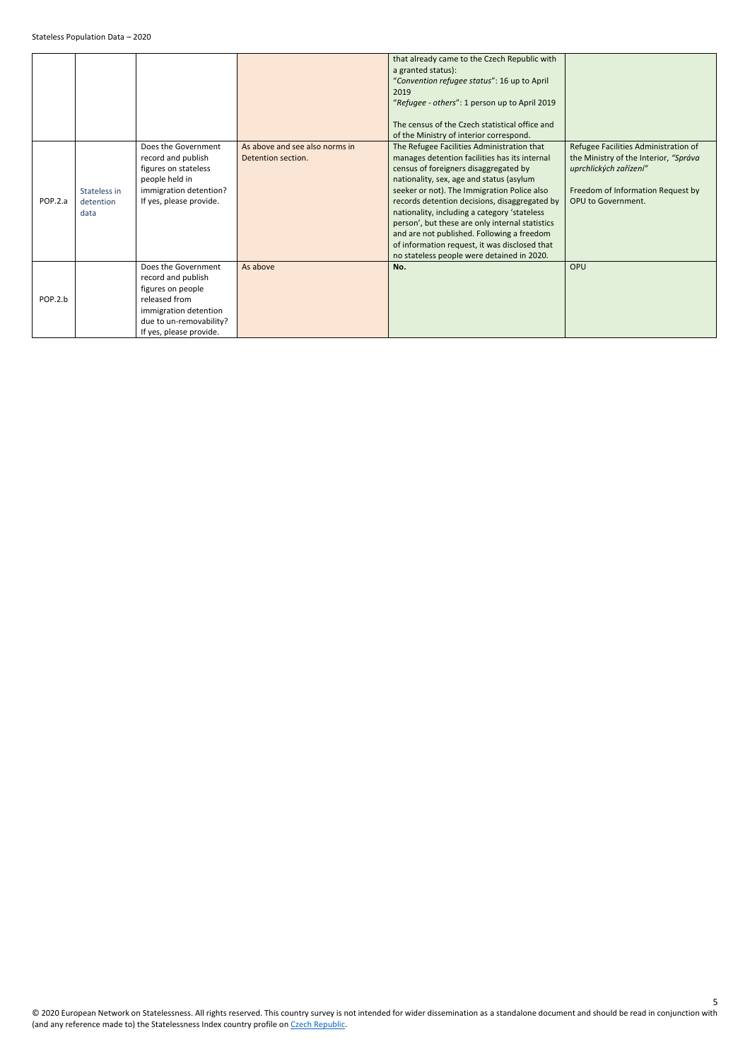| | | | | | |
|---|---|---|---|---|---|
| | | | | that already came to the Czech Republic with a granted status):<br>"*Convention refugee status*": 16 up to April 2019<br>"*Refugee - others*": 1 person up to April 2019<br><br>The census of the Czech statistical office and of the Ministry of interior correspond. | |
| POP.2.a | Stateless in detention data | Does the Government record and publish figures on stateless people held in immigration detention? If yes, please provide. | As above and see also norms in Detention section. | The Refugee Facilities Administration that manages detention facilities has its internal census of foreigners disaggregated by nationality, sex, age and status (asylum seeker or not). The Immigration Police also records detention decisions, disaggregated by nationality, including a category 'stateless person', but these are only internal statistics and are not published. Following a freedom of information request, it was disclosed that no stateless people were detained in 2020. | Refugee Facilities Administration of the Ministry of the Interior, *"Správa uprchlických zařízení"*<br><br>Freedom of Information Request by OPU to Government. |
| POP.2.b | | Does the Government record and publish figures on people released from immigration detention due to un-removability? If yes, please provide. | As above | **No.** | OPU |

© 2020 European Network on Statelessness. All rights reserved. This country survey is not intended for wider dissemination as a standalone document and should be read in conjunction with (and any reference made to) the Statelessness Index country profile on [Czech Republic](#).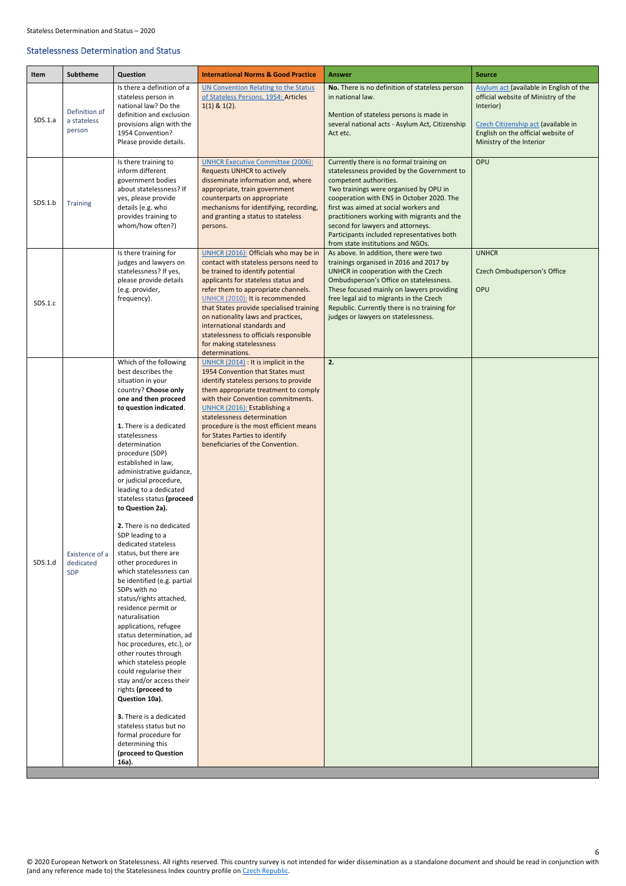## Statelessness Determination and Status

| Item | Subtheme | Question | International Norms & Good Practice | Answer | Source |
|---|---|---|---|---|---|
| SDS.1.a | Definition of a stateless person | Is there a definition of a stateless person in national law? Do the definition and exclusion provisions align with the 1954 Convention? Please provide details. | UN Convention Relating to the Status of Stateless Persons, 1954: Articles 1(1) & 1(2). | **No.** There is no definition of stateless person in national law.<br><br>Mention of stateless persons is made in several national acts - Asylum Act, Citizenship Act etc. | Asylum act (available in English of the official website of Ministry of the Interior)<br><br>Czech Citizenship act (available in English on the official website of Ministry of the Interior |
| SDS.1.b | Training | Is there training to inform different government bodies about statelessness? If yes, please provide details (e.g. who provides training to whom/how often?) | UNHCR Executive Committee (2006): Requests UNHCR to actively disseminate information and, where appropriate, train government counterparts on appropriate mechanisms for identifying, recording, and granting a status to stateless persons. | Currently there is no formal training on statelessness provided by the Government to competent authorities.<br>Two trainings were organised by OPU in cooperation with ENS in October 2020. The first was aimed at social workers and practitioners working with migrants and the second for lawyers and attorneys.<br>Participants included representatives both from state institutions and NGOs. | OPU |
| SDS.1.c | | Is there training for judges and lawyers on statelessness? If yes, please provide details (e.g. provider, frequency). | UNHCR (2016): Officials who may be in contact with stateless persons need to be trained to identify potential applicants for stateless status and refer them to appropriate channels. UNHCR (2010): It is recommended that States provide specialised training on nationality laws and practices, international standards and statelessness to officials responsible for making statelessness determinations. | As above. In addition, there were two trainings organised in 2016 and 2017 by UNHCR in cooperation with the Czech Ombudsperson's Office on statelessness. These focused mainly on lawyers providing free legal aid to migrants in the Czech Republic. Currently there is no training for judges or lawyers on statelessness. | UNHCR<br><br>Czech Ombudsperson's Office<br><br>OPU |
| SDS.1.d | Existence of a dedicated SDP | Which of the following best describes the situation in your country? **Choose only one and then proceed to question indicated**.<br><br>**1.** There is a dedicated statelessness determination procedure (SDP) established in law, administrative guidance, or judicial procedure, leading to a dedicated stateless status **(proceed to Question 2a).**<br><br>**2.** There is no dedicated SDP leading to a dedicated stateless status, but there are other procedures in which statelessness can be identified (e.g. partial SDPs with no status/rights attached, residence permit or naturalisation applications, refugee status determination, ad hoc procedures, etc.), or other routes through which stateless people could regularise their stay and/or access their rights **(proceed to Question 10a).**<br><br>**3.** There is a dedicated stateless status but no formal procedure for determining this **(proceed to Question 16a).** | UNHCR (2014) : It is implicit in the 1954 Convention that States must identify stateless persons to provide them appropriate treatment to comply with their Convention commitments.<br>UNHCR (2016): Establishing a statelessness determination procedure is the most efficient means for States Parties to identify beneficiaries of the Convention. | **2.** | |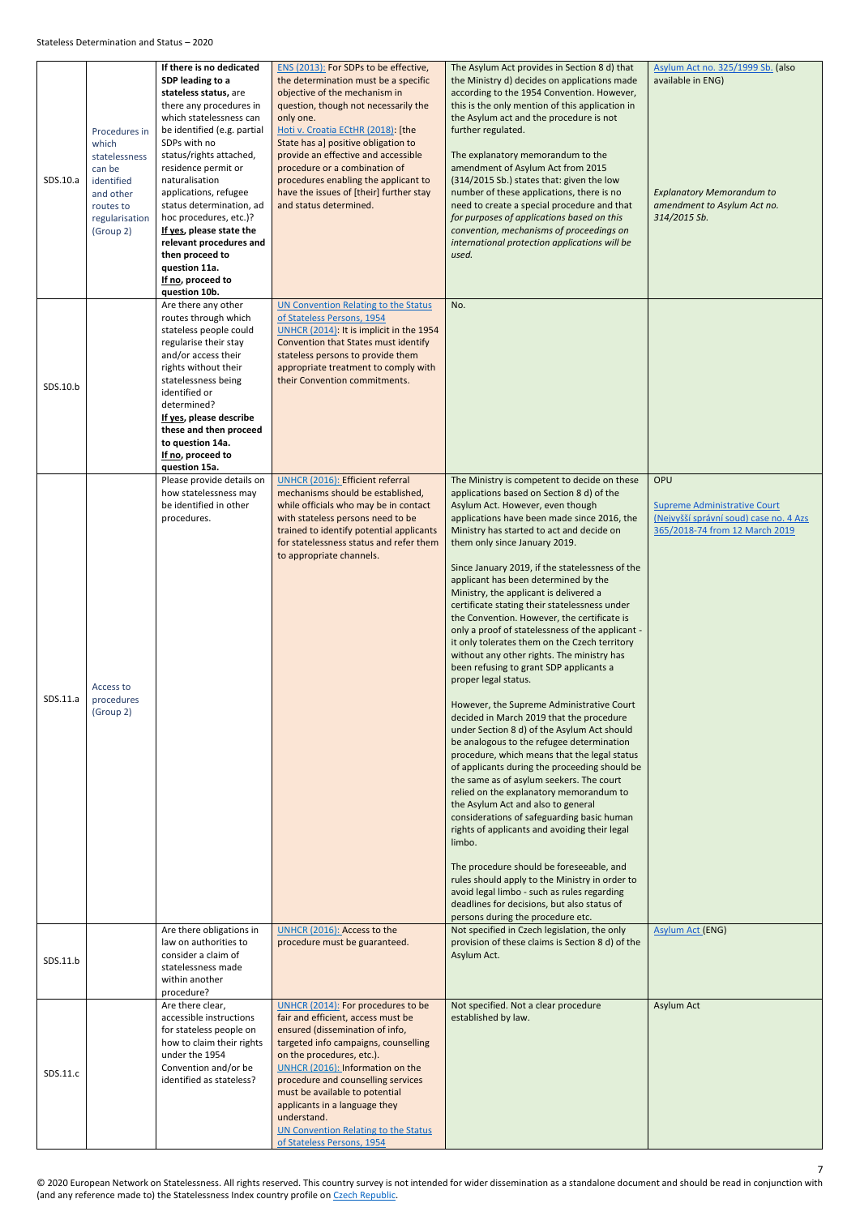| | | | | | |
|---|---|---|---|---|---|
| SDS.10.a | Procedures in which statelessness can be identified and other routes to regularisation (Group 2) | **If there is no dedicated SDP leading to a stateless status,** are there any procedures in which statelessness can be identified (e.g. partial SDPs with no status/rights attached, residence permit or naturalisation applications, refugee status determination, ad hoc procedures, etc.)? **If yes, please state the relevant procedures and then proceed to question 11a. If no, proceed to question 10b.** | ENS (2013): For SDPs to be effective, the determination must be a specific objective of the mechanism in question, though not necessarily the only one. Hoti v. Croatia ECtHR (2018): [the State has a] positive obligation to provide an effective and accessible procedure or a combination of procedures enabling the applicant to have the issues of [their] further stay and status determined. | The Asylum Act provides in Section 8 d) that the Ministry d) decides on applications made according to the 1954 Convention. However, this is the only mention of this application in the Asylum act and the procedure is not further regulated. The explanatory memorandum to the amendment of Asylum Act from 2015 (314/2015 Sb.) states that: given the low number of these applications, there is no need to create a special procedure and that *for purposes of applications based on this convention, mechanisms of proceedings on international protection applications will be used.* | Asylum Act no. 325/1999 Sb. (also available in ENG) *Explanatory Memorandum to amendment to Asylum Act no. 314/2015 Sb.* |
| SDS.10.b | | Are there any other routes through which stateless people could regularise their stay and/or access their rights without their statelessness being identified or determined? **If yes, please describe these and then proceed to question 14a. If no, proceed to question 15a.** | UN Convention Relating to the Status of Stateless Persons, 1954 UNHCR (2014): It is implicit in the 1954 Convention that States must identify stateless persons to provide them appropriate treatment to comply with their Convention commitments. | No. | |
| SDS.11.a | Access to procedures (Group 2) | Please provide details on how statelessness may be identified in other procedures. | UNHCR (2016): Efficient referral mechanisms should be established, while officials who may be in contact with stateless persons need to be trained to identify potential applicants for statelessness status and refer them to appropriate channels. | The Ministry is competent to decide on these applications based on Section 8 d) of the Asylum Act. However, even though applications have been made since 2016, the Ministry has started to act and decide on them only since January 2019. Since January 2019, if the statelessness of the applicant has been determined by the Ministry, the applicant is delivered a certificate stating their statelessness under the Convention. However, the certificate is only a proof of statelessness of the applicant - it only tolerates them on the Czech territory without any other rights. The ministry has been refusing to grant SDP applicants a proper legal status. However, the Supreme Administrative Court decided in March 2019 that the procedure under Section 8 d) of the Asylum Act should be analogous to the refugee determination procedure, which means that the legal status of applicants during the proceeding should be the same as of asylum seekers. The court relied on the explanatory memorandum to the Asylum Act and also to general considerations of safeguarding basic human rights of applicants and avoiding their legal limbo. The procedure should be foreseeable, and rules should apply to the Ministry in order to avoid legal limbo - such as rules regarding deadlines for decisions, but also status of persons during the procedure etc. | OPU Supreme Administrative Court (Nejvyšší správní soud) case no. 4 Azs 365/2018-74 from 12 March 2019 |
| SDS.11.b | | Are there obligations in law on authorities to consider a claim of statelessness made within another procedure? | UNHCR (2016): Access to the procedure must be guaranteed. | Not specified in Czech legislation, the only provision of these claims is Section 8 d) of the Asylum Act. | Asylum Act (ENG) |
| SDS.11.c | | Are there clear, accessible instructions for stateless people on how to claim their rights under the 1954 Convention and/or be identified as stateless? | UNHCR (2014): For procedures to be fair and efficient, access must be ensured (dissemination of info, targeted info campaigns, counselling on the procedures, etc.). UNHCR (2016): Information on the procedure and counselling services must be available to potential applicants in a language they understand. UN Convention Relating to the Status of Stateless Persons, 1954 | Not specified. Not a clear procedure established by law. | Asylum Act |

© 2020 European Network on Statelessness. All rights reserved. This country survey is not intended for wider dissemination as a standalone document and should be read in conjunction with (and any reference made to) the Statelessness Index country profile on Czech Republic.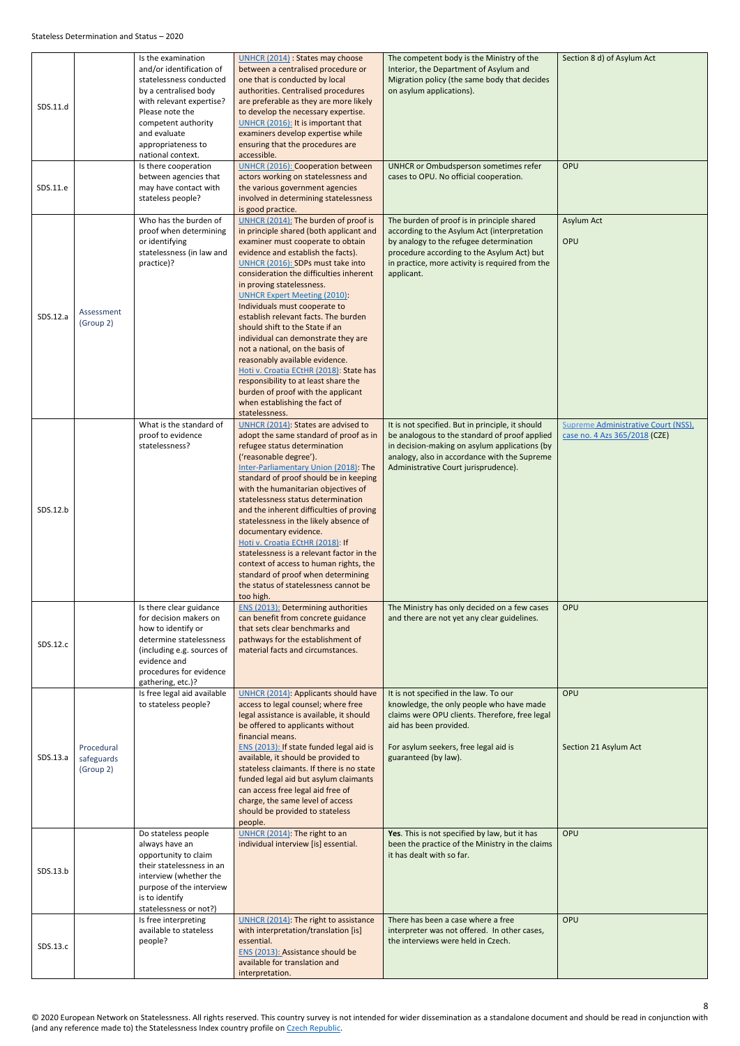| | | | | | |
|---|---|---|---|---|---|
| SDS.11.d | | Is the examination and/or identification of statelessness conducted by a centralised body with relevant expertise? Please note the competent authority and evaluate appropriateness to national context. | UNHCR (2014) : States may choose between a centralised procedure or one that is conducted by local authorities. Centralised procedures are preferable as they are more likely to develop the necessary expertise. UNHCR (2016): It is important that examiners develop expertise while ensuring that the procedures are accessible. | The competent body is the Ministry of the Interior, the Department of Asylum and Migration policy (the same body that decides on asylum applications). | Section 8 d) of Asylum Act |
| SDS.11.e | | Is there cooperation between agencies that may have contact with stateless people? | UNHCR (2016): Cooperation between actors working on statelessness and the various government agencies involved in determining statelessness is good practice. | UNHCR or Ombudsperson sometimes refer cases to OPU. No official cooperation. | OPU |
| SDS.12.a | Assessment (Group 2) | Who has the burden of proof when determining or identifying statelessness (in law and practice)? | UNHCR (2014): The burden of proof is in principle shared (both applicant and examiner must cooperate to obtain evidence and establish the facts). UNHCR (2016): SDPs must take into consideration the difficulties inherent in proving statelessness. UNHCR Expert Meeting (2010): Individuals must cooperate to establish relevant facts. The burden should shift to the State if an individual can demonstrate they are not a national, on the basis of reasonably available evidence. Hoti v. Croatia ECtHR (2018): State has responsibility to at least share the burden of proof with the applicant when establishing the fact of statelessness. | The burden of proof is in principle shared according to the Asylum Act (interpretation by analogy to the refugee determination procedure according to the Asylum Act) but in practice, more activity is required from the applicant. | Asylum Act<br><br>OPU |
| SDS.12.b | | What is the standard of proof to evidence statelessness? | UNHCR (2014): States are advised to adopt the same standard of proof as in refugee status determination ('reasonable degree'). Inter-Parliamentary Union (2018): The standard of proof should be in keeping with the humanitarian objectives of statelessness status determination and the inherent difficulties of proving statelessness in the likely absence of documentary evidence. Hoti v. Croatia ECtHR (2018): If statelessness is a relevant factor in the context of access to human rights, the standard of proof when determining the status of statelessness cannot be too high. | It is not specified. But in principle, it should be analogous to the standard of proof applied in decision-making on asylum applications (by analogy, also in accordance with the Supreme Administrative Court jurisprudence). | Supreme Administrative Court (NSS), case no. 4 Azs 365/2018 (CZE) |
| SDS.12.c | | Is there clear guidance for decision makers on how to identify or determine statelessness (including e.g. sources of evidence and procedures for evidence gathering, etc.)? | ENS (2013): Determining authorities can benefit from concrete guidance that sets clear benchmarks and pathways for the establishment of material facts and circumstances. | The Ministry has only decided on a few cases and there are not yet any clear guidelines. | OPU |
| SDS.13.a | Procedural safeguards (Group 2) | Is free legal aid available to stateless people? | UNHCR (2014): Applicants should have access to legal counsel; where free legal assistance is available, it should be offered to applicants without financial means. ENS (2013): If state funded legal aid is available, it should be provided to stateless claimants. If there is no state funded legal aid but asylum claimants can access free legal aid free of charge, the same level of access should be provided to stateless people. | It is not specified in the law. To our knowledge, the only people who have made claims were OPU clients. Therefore, free legal aid has been provided.<br><br>For asylum seekers, free legal aid is guaranteed (by law). | OPU<br><br>Section 21 Asylum Act |
| SDS.13.b | | Do stateless people always have an opportunity to claim their statelessness in an interview (whether the purpose of the interview is to identify statelessness or not?) | UNHCR (2014): The right to an individual interview [is] essential. | **Yes**. This is not specified by law, but it has been the practice of the Ministry in the claims it has dealt with so far. | OPU |
| SDS.13.c | | Is free interpreting available to stateless people? | UNHCR (2014): The right to assistance with interpretation/translation [is] essential. ENS (2013): Assistance should be available for translation and interpretation. | There has been a case where a free interpreter was not offered. In other cases, the interviews were held in Czech. | OPU |

© 2020 European Network on Statelessness. All rights reserved. This country survey is not intended for wider dissemination as a standalone document and should be read in conjunction with (and any reference made to) the Statelessness Index country profile on Czech Republic.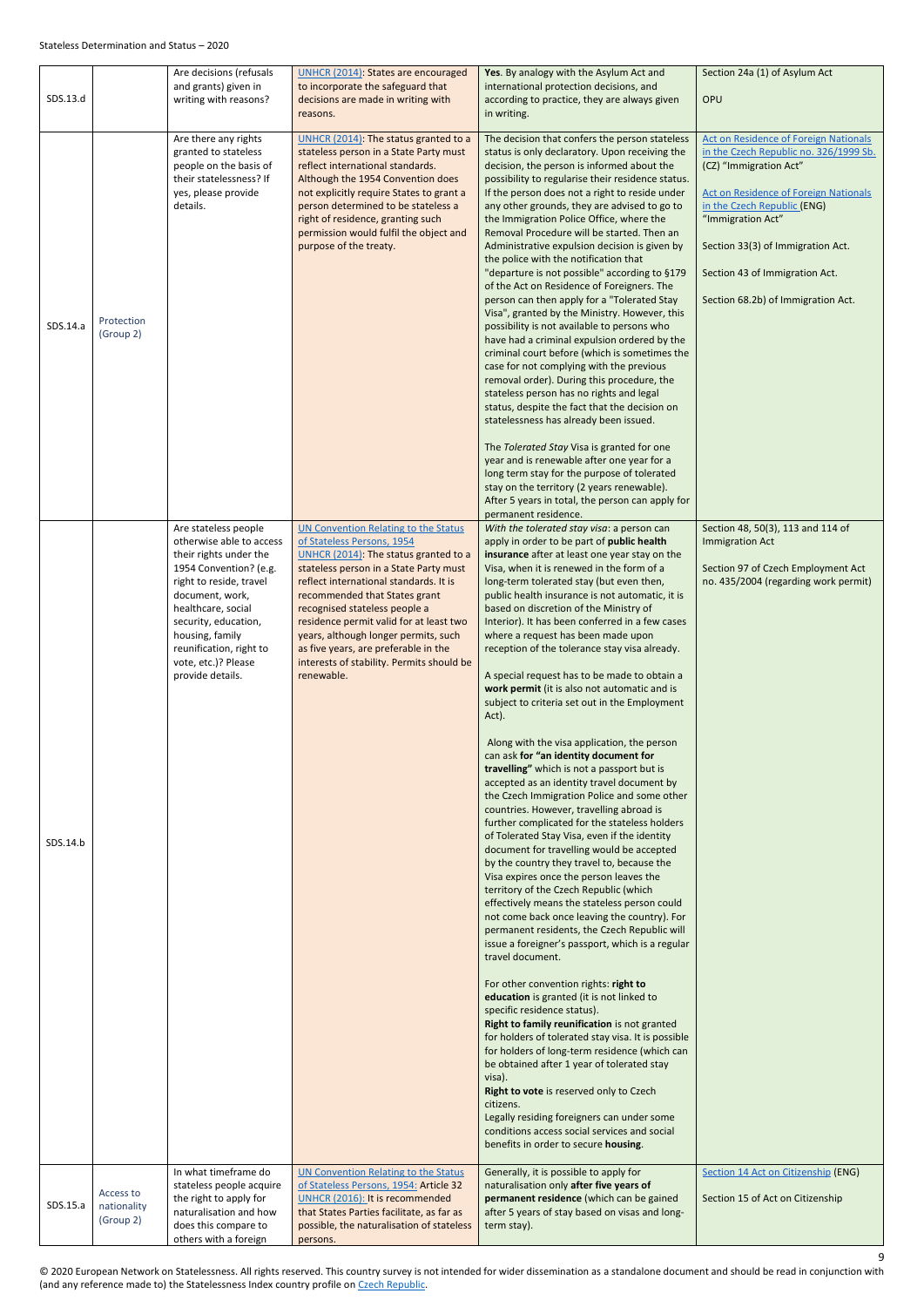| | | | | | |
|---|---|---|---|---|---|
| SDS.13.d | | Are decisions (refusals and grants) given in writing with reasons? | UNHCR (2014): States are encouraged to incorporate the safeguard that decisions are made in writing with reasons. | **Yes**. By analogy with the Asylum Act and international protection decisions, and according to practice, they are always given in writing. | Section 24a (1) of Asylum Act<br><br>OPU |
| SDS.14.a | Protection (Group 2) | Are there any rights granted to stateless people on the basis of their statelessness? If yes, please provide details. | UNHCR (2014): The status granted to a stateless person in a State Party must reflect international standards. Although the 1954 Convention does not explicitly require States to grant a person determined to be stateless a right of residence, granting such permission would fulfil the object and purpose of the treaty. | The decision that confers the person stateless status is only declaratory. Upon receiving the decision, the person is informed about the possibility to regularise their residence status. If the person does not a right to reside under any other grounds, they are advised to go to the Immigration Police Office, where the Removal Procedure will be started. Then an Administrative expulsion decision is given by the police with the notification that "departure is not possible" according to §179 of the Act on Residence of Foreigners. The person can then apply for a "Tolerated Stay Visa", granted by the Ministry. However, this possibility is not available to persons who have had a criminal expulsion ordered by the criminal court before (which is sometimes the case for not complying with the previous removal order). During this procedure, the stateless person has no rights and legal status, despite the fact that the decision on statelessness has already been issued.<br><br>The *Tolerated Stay* Visa is granted for one year and is renewable after one year for a long term stay for the purpose of tolerated stay on the territory (2 years renewable). After 5 years in total, the person can apply for permanent residence. | Act on Residence of Foreign Nationals in the Czech Republic no. 326/1999 Sb. (CZ) "Immigration Act"<br><br>Act on Residence of Foreign Nationals in the Czech Republic (ENG) "Immigration Act"<br><br>Section 33(3) of Immigration Act.<br><br>Section 43 of Immigration Act.<br><br>Section 68.2b) of Immigration Act. |
| SDS.14.b | | Are stateless people otherwise able to access their rights under the 1954 Convention? (e.g. right to reside, travel document, work, healthcare, social security, education, housing, family reunification, right to vote, etc.)? Please provide details. | UN Convention Relating to the Status of Stateless Persons, 1954<br>UNHCR (2014): The status granted to a stateless person in a State Party must reflect international standards. It is recommended that States grant recognised stateless people a residence permit valid for at least two years, although longer permits, such as five years, are preferable in the interests of stability. Permits should be renewable. | *With the tolerated stay visa*: a person can apply in order to be part of **public health insurance** after at least one year stay on the Visa, when it is renewed in the form of a long-term tolerated stay (but even then, public health insurance is not automatic, it is based on discretion of the Ministry of Interior). It has been conferred in a few cases where a request has been made upon reception of the tolerance stay visa already.<br><br>A special request has to be made to obtain a **work permit** (it is also not automatic and is subject to criteria set out in the Employment Act).<br><br>Along with the visa application, the person can ask **for "an identity document for travelling"** which is not a passport but is accepted as an identity travel document by the Czech Immigration Police and some other countries. However, travelling abroad is further complicated for the stateless holders of Tolerated Stay Visa, even if the identity document for travelling would be accepted by the country they travel to, because the Visa expires once the person leaves the territory of the Czech Republic (which effectively means the stateless person could not come back once leaving the country). For permanent residents, the Czech Republic will issue a foreigner's passport, which is a regular travel document.<br><br>For other convention rights: **right to education** is granted (it is not linked to specific residence status).<br>**Right to family reunification** is not granted for holders of tolerated stay visa. It is possible for holders of long-term residence (which can be obtained after 1 year of tolerated stay visa).<br>**Right to vote** is reserved only to Czech citizens.<br>Legally residing foreigners can under some conditions access social services and social benefits in order to secure **housing**. | Section 48, 50(3), 113 and 114 of Immigration Act<br><br>Section 97 of Czech Employment Act no. 435/2004 (regarding work permit) |
| SDS.15.a | Access to nationality (Group 2) | In what timeframe do stateless people acquire the right to apply for naturalisation and how does this compare to others with a foreign | UN Convention Relating to the Status of Stateless Persons, 1954: Article 32<br>UNHCR (2016): It is recommended that States Parties facilitate, as far as possible, the naturalisation of stateless persons. | Generally, it is possible to apply for naturalisation only **after five years of permanent residence** (which can be gained after 5 years of stay based on visas and long-term stay). | Section 14 Act on Citizenship (ENG)<br><br>Section 15 of Act on Citizenship |

© 2020 European Network on Statelessness. All rights reserved. This country survey is not intended for wider dissemination as a standalone document and should be read in conjunction with (and any reference made to) the Statelessness Index country profile on Czech Republic.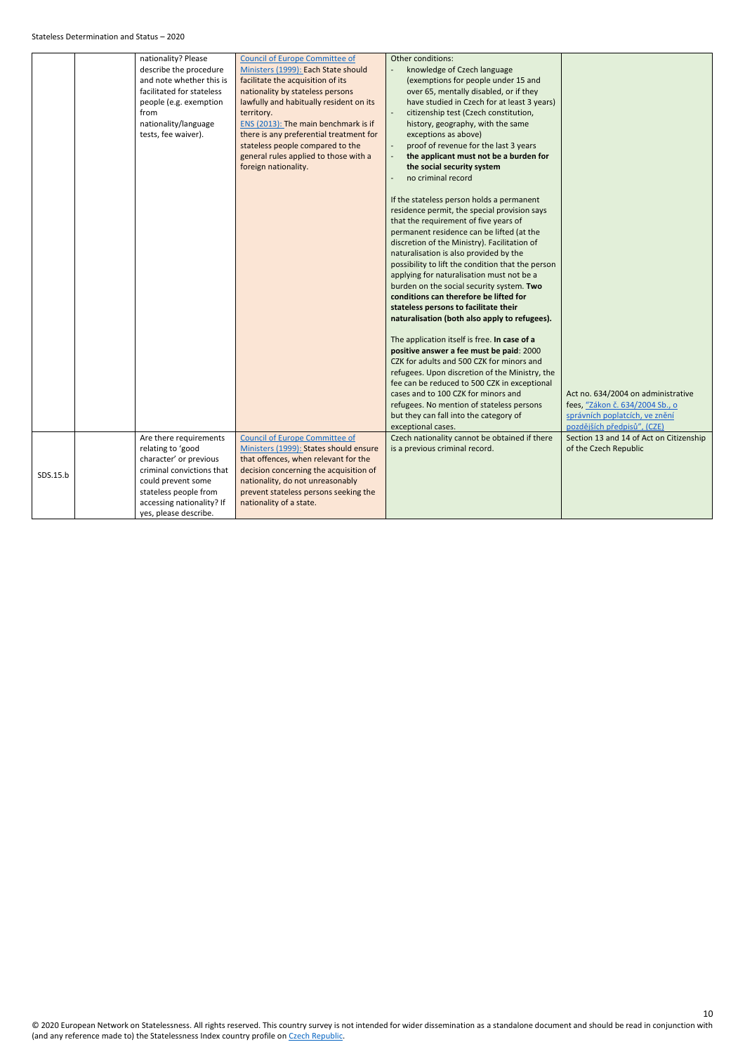| | | | | | |
|---|---|---|---|---|---|
| | | nationality? Please describe the procedure and note whether this is facilitated for stateless people (e.g. exemption from nationality/language tests, fee waiver). | Council of Europe Committee of Ministers (1999): Each State should facilitate the acquisition of its nationality by stateless persons lawfully and habitually resident on its territory.<br>ENS (2013): The main benchmark is if there is any preferential treatment for stateless people compared to the general rules applied to those with a foreign nationality. | Other conditions:<br>- knowledge of Czech language (exemptions for people under 15 and over 65, mentally disabled, or if they have studied in Czech for at least 3 years)<br>- citizenship test (Czech constitution, history, geography, with the same exceptions as above)<br>- proof of revenue for the last 3 years<br>- **the applicant must not be a burden for the social security system**<br>- no criminal record<br><br>If the stateless person holds a permanent residence permit, the special provision says that the requirement of five years of permanent residence can be lifted (at the discretion of the Ministry). Facilitation of naturalisation is also provided by the possibility to lift the condition that the person applying for naturalisation must not be a burden on the social security system. **Two conditions can therefore be lifted for stateless persons to facilitate their naturalisation (both also apply to refugees).**<br><br>The application itself is free. **In case of a positive answer a fee must be paid**: 2000 CZK for adults and 500 CZK for minors and refugees. Upon discretion of the Ministry, the fee can be reduced to 500 CZK in exceptional cases and to 100 CZK for minors and refugees. No mention of stateless persons but they can fall into the category of exceptional cases. | Act no. 634/2004 on administrative fees, "Zákon č. 634/2004 Sb., o správních poplatcích, ve znění pozdějších předpisů", (CZE) |
| SDS.15.b | | Are there requirements relating to 'good character' or previous criminal convictions that could prevent some stateless people from accessing nationality? If yes, please describe. | Council of Europe Committee of Ministers (1999): States should ensure that offences, when relevant for the decision concerning the acquisition of nationality, do not unreasonably prevent stateless persons seeking the nationality of a state. | Czech nationality cannot be obtained if there is a previous criminal record. | Section 13 and 14 of Act on Citizenship of the Czech Republic |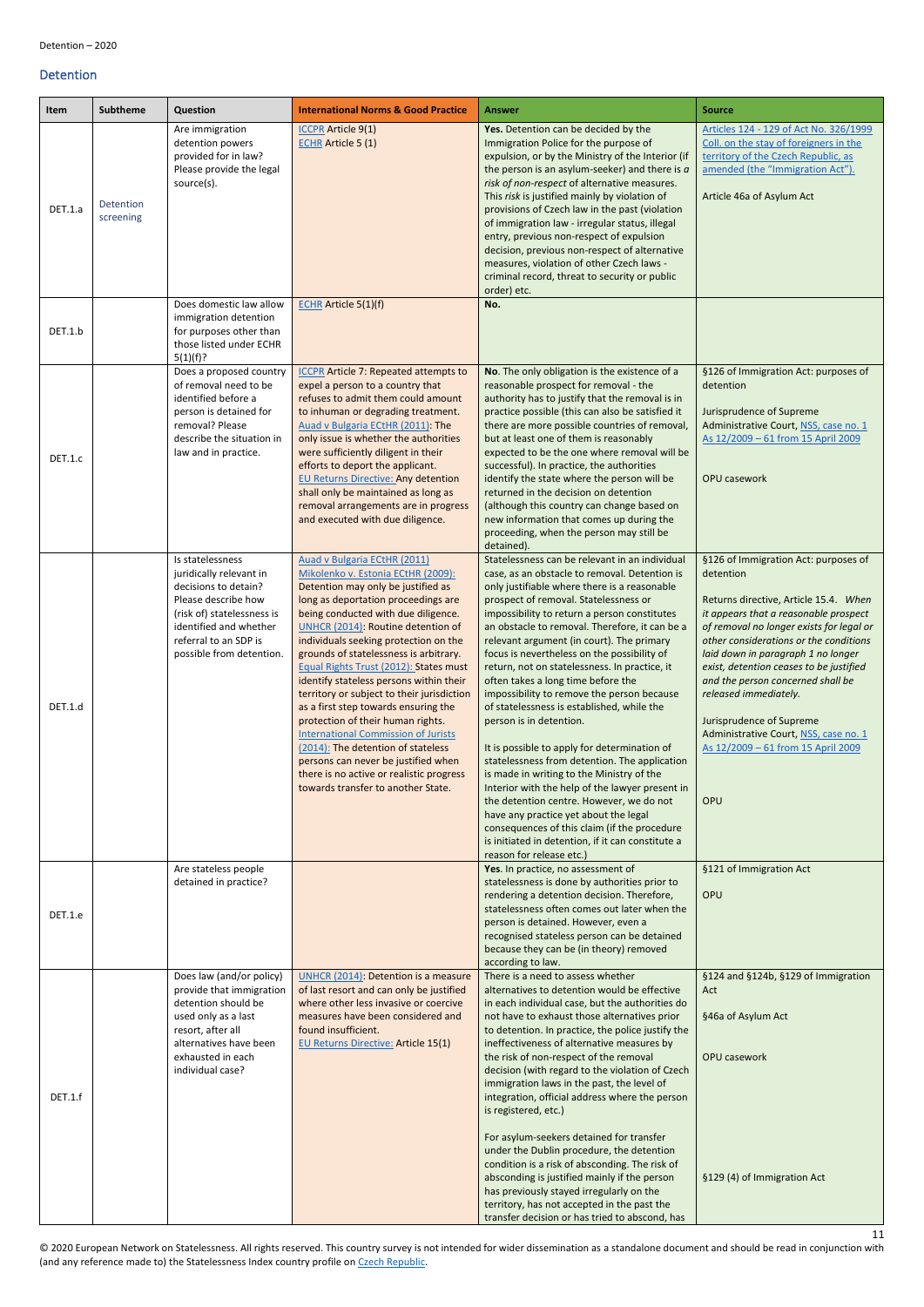## Detention

| Item | Subtheme | Question | International Norms & Good Practice | Answer | Source |
|---|---|---|---|---|---|
| DET.1.a | Detention screening | Are immigration detention powers provided for in law? Please provide the legal source(s). | ICCPR Article 9(1)<br>ECHR Article 5 (1) | **Yes.** Detention can be decided by the Immigration Police for the purpose of expulsion, or by the Ministry of the Interior (if the person is an asylum-seeker) and there is *a risk of non-respect* of alternative measures. This *risk* is justified mainly by violation of provisions of Czech law in the past (violation of immigration law - irregular status, illegal entry, previous non-respect of expulsion decision, previous non-respect of alternative measures, violation of other Czech laws - criminal record, threat to security or public order) etc. | Articles 124 - 129 of Act No. 326/1999 Coll. on the stay of foreigners in the territory of the Czech Republic, as amended (the "Immigration Act").<br><br>Article 46a of Asylum Act |
| DET.1.b | | Does domestic law allow immigration detention for purposes other than those listed under ECHR 5(1)(f)? | ECHR Article 5(1)(f) | **No.** | |
| DET.1.c | | Does a proposed country of removal need to be identified before a person is detained for removal? Please describe the situation in law and in practice. | ICCPR Article 7: Repeated attempts to expel a person to a country that refuses to admit them could amount to inhuman or degrading treatment.<br>Auad v Bulgaria ECtHR (2011): The only issue is whether the authorities were sufficiently diligent in their efforts to deport the applicant.<br>EU Returns Directive: Any detention shall only be maintained as long as removal arrangements are in progress and executed with due diligence. | **No**. The only obligation is the existence of a reasonable prospect for removal - the authority has to justify that the removal is in practice possible (this can also be satisfied it there are more possible countries of removal, but at least one of them is reasonably expected to be the one where removal will be successful). In practice, the authorities identify the state where the person will be returned in the decision on detention (although this country can change based on new information that comes up during the proceeding, when the person may still be detained). | §126 of Immigration Act: purposes of detention<br><br>Jurisprudence of Supreme Administrative Court, NSS, case no. 1 As 12/2009 – 61 from 15 April 2009<br><br>OPU casework |
| DET.1.d | | Is statelessness juridically relevant in decisions to detain? Please describe how (risk of) statelessness is identified and whether referral to an SDP is possible from detention. | Auad v Bulgaria ECtHR (2011)<br>Mikolenko v. Estonia ECtHR (2009): Detention may only be justified as long as deportation proceedings are being conducted with due diligence.<br>UNHCR (2014): Routine detention of individuals seeking protection on the grounds of statelessness is arbitrary.<br>Equal Rights Trust (2012): States must identify stateless persons within their territory or subject to their jurisdiction as a first step towards ensuring the protection of their human rights.<br>International Commission of Jurists (2014): The detention of stateless persons can never be justified when there is no active or realistic progress towards transfer to another State. | Statelessness can be relevant in an individual case, as an obstacle to removal. Detention is only justifiable where there is a reasonable prospect of removal. Statelessness or impossibility to return a person constitutes an obstacle to removal. Therefore, it can be a relevant argument (in court). The primary focus is nevertheless on the possibility of return, not on statelessness. In practice, it often takes a long time before the impossibility to remove the person because of statelessness is established, while the person is in detention.<br><br>It is possible to apply for determination of statelessness from detention. The application is made in writing to the Ministry of the Interior with the help of the lawyer present in the detention centre. However, we do not have any practice yet about the legal consequences of this claim (if the procedure is initiated in detention, if it can constitute a reason for release etc.) | §126 of Immigration Act: purposes of detention<br><br>Returns directive, Article 15.4. *When it appears that a reasonable prospect of removal no longer exists for legal or other considerations or the conditions laid down in paragraph 1 no longer exist, detention ceases to be justified and the person concerned shall be released immediately.*<br><br>Jurisprudence of Supreme Administrative Court, NSS, case no. 1 As 12/2009 – 61 from 15 April 2009<br><br>OPU |
| DET.1.e | | Are stateless people detained in practice? | | **Yes**. In practice, no assessment of statelessness is done by authorities prior to rendering a detention decision. Therefore, statelessness often comes out later when the person is detained. However, even a recognised stateless person can be detained because they can be (in theory) removed according to law. | §121 of Immigration Act<br><br>OPU |
| DET.1.f | | Does law (and/or policy) provide that immigration detention should be used only as a last resort, after all alternatives have been exhausted in each individual case? | UNHCR (2014): Detention is a measure of last resort and can only be justified where other less invasive or coercive measures have been considered and found insufficient.<br>EU Returns Directive: Article 15(1) | There is a need to assess whether alternatives to detention would be effective in each individual case, but the authorities do not have to exhaust those alternatives prior to detention. In practice, the police justify the ineffectiveness of alternative measures by the risk of non-respect of the removal decision (with regard to the violation of Czech immigration laws in the past, the level of integration, official address where the person is registered, etc.)<br><br>For asylum-seekers detained for transfer under the Dublin procedure, the detention condition is a risk of absconding. The risk of absconding is justified mainly if the person has previously stayed irregularly on the territory, has not accepted in the past the transfer decision or has tried to abscond, has | §124 and §124b, §129 of Immigration Act<br><br>§46a of Asylum Act<br><br>OPU casework<br><br>§129 (4) of Immigration Act |

© 2020 European Network on Statelessness. All rights reserved. This country survey is not intended for wider dissemination as a standalone document and should be read in conjunction with (and any reference made to) the Statelessness Index country profile on Czech Republic.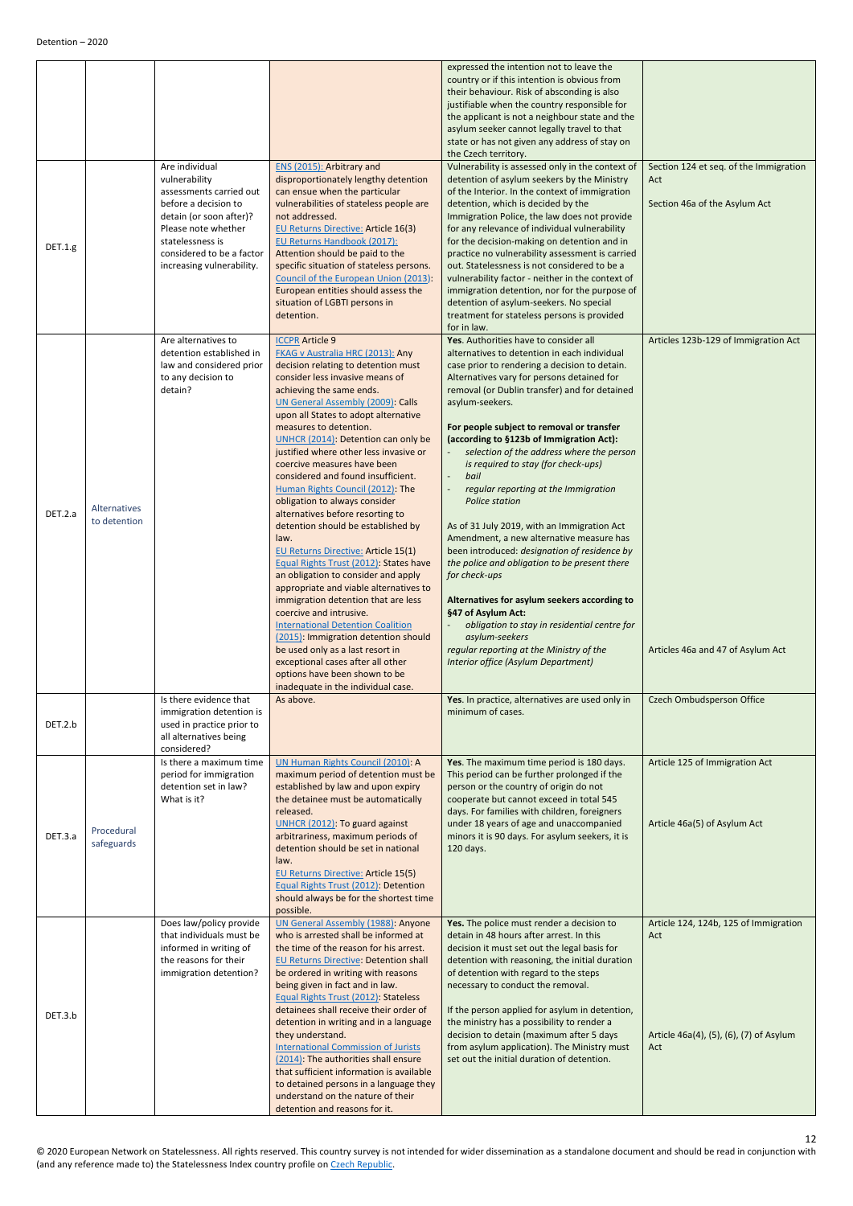| | | | | | |
|---|---|---|---|---|---|
| | | | | expressed the intention not to leave the country or if this intention is obvious from their behaviour. Risk of absconding is also justifiable when the country responsible for the applicant is not a neighbour state and the asylum seeker cannot legally travel to that state or has not given any address of stay on the Czech territory. | |
| DET.1.g | | Are individual vulnerability assessments carried out before a decision to detain (or soon after)? Please note whether statelessness is considered to be a factor increasing vulnerability. | ENS (2015): Arbitrary and disproportionately lengthy detention can ensue when the particular vulnerabilities of stateless people are not addressed.<br>EU Returns Directive: Article 16(3)<br>EU Returns Handbook (2017): Attention should be paid to the specific situation of stateless persons.<br>Council of the European Union (2013): European entities should assess the situation of LGBTI persons in detention. | Vulnerability is assessed only in the context of detention of asylum seekers by the Ministry of the Interior. In the context of immigration detention, which is decided by the Immigration Police, the law does not provide for any relevance of individual vulnerability for the decision-making on detention and in practice no vulnerability assessment is carried out. Statelessness is not considered to be a vulnerability factor - neither in the context of immigration detention, nor for the purpose of detention of asylum-seekers. No special treatment for stateless persons is provided for in law. | Section 124 et seq. of the Immigration Act<br><br>Section 46a of the Asylum Act |
| DET.2.a | Alternatives to detention | Are alternatives to detention established in law and considered prior to any decision to detain? | ICCPR Article 9<br>FKAG v Australia HRC (2013): Any decision relating to detention must consider less invasive means of achieving the same ends.<br>UN General Assembly (2009): Calls upon all States to adopt alternative measures to detention.<br>UNHCR (2014): Detention can only be justified where other less invasive or coercive measures have been considered and found insufficient.<br>Human Rights Council (2012): The obligation to always consider alternatives before resorting to detention should be established by law.<br>EU Returns Directive: Article 15(1)<br>Equal Rights Trust (2012): States have an obligation to consider and apply appropriate and viable alternatives to immigration detention that are less coercive and intrusive.<br>International Detention Coalition (2015): Immigration detention should be used only as a last resort in exceptional cases after all other options have been shown to be inadequate in the individual case. | **Yes**. Authorities have to consider all alternatives to detention in each individual case prior to rendering a decision to detain. Alternatives vary for persons detained for removal (or Dublin transfer) and for detained asylum-seekers.<br><br>**For people subject to removal or transfer (according to §123b of Immigration Act):**<br>- *selection of the address where the person is required to stay (for check-ups)*<br>- *bail*<br>- *regular reporting at the Immigration Police station*<br><br>As of 31 July 2019, with an Immigration Act Amendment, a new alternative measure has been introduced: *designation of residence by the police and obligation to be present there for check-ups*<br><br>**Alternatives for asylum seekers according to §47 of Asylum Act:**<br>- *obligation to stay in residential centre for asylum-seekers*<br>*regular reporting at the Ministry of the Interior office (Asylum Department)* | Articles 123b-129 of Immigration Act<br><br>Articles 46a and 47 of Asylum Act |
| DET.2.b | | Is there evidence that immigration detention is used in practice prior to all alternatives being considered? | As above. | **Yes**. In practice, alternatives are used only in minimum of cases. | Czech Ombudsperson Office |
| DET.3.a | Procedural safeguards | Is there a maximum time period for immigration detention set in law? What is it? | UN Human Rights Council (2010): A maximum period of detention must be established by law and upon expiry the detainee must be automatically released.<br>UNHCR (2012): To guard against arbitrariness, maximum periods of detention should be set in national law.<br>EU Returns Directive: Article 15(5)<br>Equal Rights Trust (2012): Detention should always be for the shortest time possible. | **Yes**. The maximum time period is 180 days. This period can be further prolonged if the person or the country of origin do not cooperate but cannot exceed in total 545 days. For families with children, foreigners under 18 years of age and unaccompanied minors it is 90 days. For asylum seekers, it is 120 days. | Article 125 of Immigration Act<br><br>Article 46a(5) of Asylum Act |
| DET.3.b | | Does law/policy provide that individuals must be informed in writing of the reasons for their immigration detention? | UN General Assembly (1988): Anyone who is arrested shall be informed at the time of the reason for his arrest.<br>EU Returns Directive: Detention shall be ordered in writing with reasons being given in fact and in law.<br>Equal Rights Trust (2012): Stateless detainees shall receive their order of detention in writing and in a language they understand.<br>International Commission of Jurists (2014): The authorities shall ensure that sufficient information is available to detained persons in a language they understand on the nature of their detention and reasons for it. | **Yes.** The police must render a decision to detain in 48 hours after arrest. In this decision it must set out the legal basis for detention with reasoning, the initial duration of detention with regard to the steps necessary to conduct the removal.<br><br>If the person applied for asylum in detention, the ministry has a possibility to render a decision to detain (maximum after 5 days from asylum application). The Ministry must set out the initial duration of detention. | Article 124, 124b, 125 of Immigration Act<br><br>Article 46a(4), (5), (6), (7) of Asylum Act |

© 2020 European Network on Statelessness. All rights reserved. This country survey is not intended for wider dissemination as a standalone document and should be read in conjunction with (and any reference made to) the Statelessness Index country profile on Czech Republic.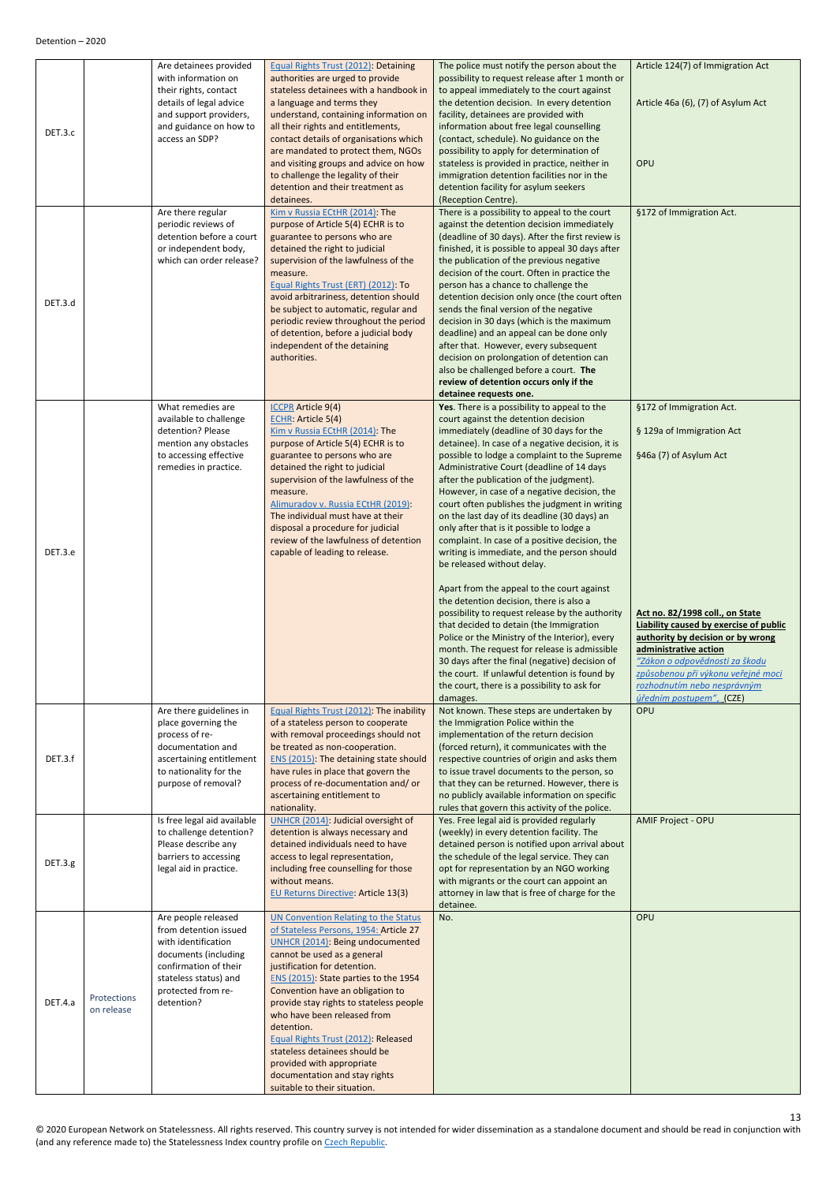| | | | | | |
|---|---|---|---|---|---|
| DET.3.c | | Are detainees provided with information on their rights, contact details of legal advice and support providers, and guidance on how to access an SDP? | Equal Rights Trust (2012): Detaining authorities are urged to provide stateless detainees with a handbook in a language and terms they understand, containing information on all their rights and entitlements, contact details of organisations which are mandated to protect them, NGOs and visiting groups and advice on how to challenge the legality of their detention and their treatment as detainees. | The police must notify the person about the possibility to request release after 1 month or to appeal immediately to the court against the detention decision. In every detention facility, detainees are provided with information about free legal counselling (contact, schedule). No guidance on the possibility to apply for determination of stateless is provided in practice, neither in immigration detention facilities nor in the detention facility for asylum seekers (Reception Centre). | Article 124(7) of Immigration Act<br><br>Article 46a (6), (7) of Asylum Act<br><br>OPU |
| DET.3.d | | Are there regular periodic reviews of detention before a court or independent body, which can order release? | Kim v Russia ECtHR (2014): The purpose of Article 5(4) ECHR is to guarantee to persons who are detained the right to judicial supervision of the lawfulness of the measure.<br>Equal Rights Trust (ERT) (2012): To avoid arbitrariness, detention should be subject to automatic, regular and periodic review throughout the period of detention, before a judicial body independent of the detaining authorities. | There is a possibility to appeal to the court against the detention decision immediately (deadline of 30 days). After the first review is finished, it is possible to appeal 30 days after the publication of the previous negative decision of the court. Often in practice the person has a chance to challenge the detention decision only once (the court often sends the final version of the negative decision in 30 days (which is the maximum deadline) and an appeal can be done only after that. However, every subsequent decision on prolongation of detention can also be challenged before a court. **The review of detention occurs only if the detainee requests one.** | §172 of Immigration Act. |
| DET.3.e | | What remedies are available to challenge detention? Please mention any obstacles to accessing effective remedies in practice. | ICCPR Article 9(4)<br>ECHR: Article 5(4)<br>Kim v Russia ECtHR (2014): The purpose of Article 5(4) ECHR is to guarantee to persons who are detained the right to judicial supervision of the lawfulness of the measure.<br>Alimuradov v. Russia ECtHR (2019): The individual must have at their disposal a procedure for judicial review of the lawfulness of detention capable of leading to release. | **Yes**. There is a possibility to appeal to the court against the detention decision immediately (deadline of 30 days for the detainee). In case of a negative decision, it is possible to lodge a complaint to the Supreme Administrative Court (deadline of 14 days after the publication of the judgment). However, in case of a negative decision, the court often publishes the judgment in writing on the last day of its deadline (30 days) an only after that is it possible to lodge a complaint. In case of a positive decision, the writing is immediate, and the person should be released without delay.<br><br>Apart from the appeal to the court against the detention decision, there is also a possibility to request release by the authority that decided to detain (the Immigration Police or the Ministry of the Interior), every month. The request for release is admissible 30 days after the final (negative) decision of the court. If unlawful detention is found by the court, there is a possibility to ask for damages. | §172 of Immigration Act.<br><br>§ 129a of Immigration Act<br><br>§46a (7) of Asylum Act<br><br>**Act no. 82/1998 coll., on State Liability caused by exercise of public authority by decision or by wrong administrative action**<br>*"Zákon o odpovědnosti za škodu způsobenou při výkonu veřejné moci rozhodnutím nebo nesprávným úředním postupem"*. (CZE) |
| DET.3.f | | Are there guidelines in place governing the process of re-documentation and ascertaining entitlement to nationality for the purpose of removal? | Equal Rights Trust (2012): The inability of a stateless person to cooperate with removal proceedings should not be treated as non-cooperation.<br>ENS (2015): The detaining state should have rules in place that govern the process of re-documentation and/ or ascertaining entitlement to nationality. | Not known. These steps are undertaken by the Immigration Police within the implementation of the return decision (forced return), it communicates with the respective countries of origin and asks them to issue travel documents to the person, so that they can be returned. However, there is no publicly available information on specific rules that govern this activity of the police. | OPU |
| DET.3.g | | Is free legal aid available to challenge detention? Please describe any barriers to accessing legal aid in practice. | UNHCR (2014): Judicial oversight of detention is always necessary and detained individuals need to have access to legal representation, including free counselling for those without means.<br>EU Returns Directive: Article 13(3) | Yes. Free legal aid is provided regularly (weekly) in every detention facility. The detained person is notified upon arrival about the schedule of the legal service. They can opt for representation by an NGO working with migrants or the court can appoint an attorney in law that is free of charge for the detainee. | AMIF Project - OPU |
| DET.4.a | Protections on release | Are people released from detention issued with identification documents (including confirmation of their stateless status) and protected from re-detention? | UN Convention Relating to the Status of Stateless Persons, 1954: Article 27<br>UNHCR (2014): Being undocumented cannot be used as a general justification for detention.<br>ENS (2015): State parties to the 1954 Convention have an obligation to provide stay rights to stateless people who have been released from detention.<br>Equal Rights Trust (2012): Released stateless detainees should be provided with appropriate documentation and stay rights suitable to their situation. | No. | OPU |

© 2020 European Network on Statelessness. All rights reserved. This country survey is not intended for wider dissemination as a standalone document and should be read in conjunction with (and any reference made to) the Statelessness Index country profile on Czech Republic.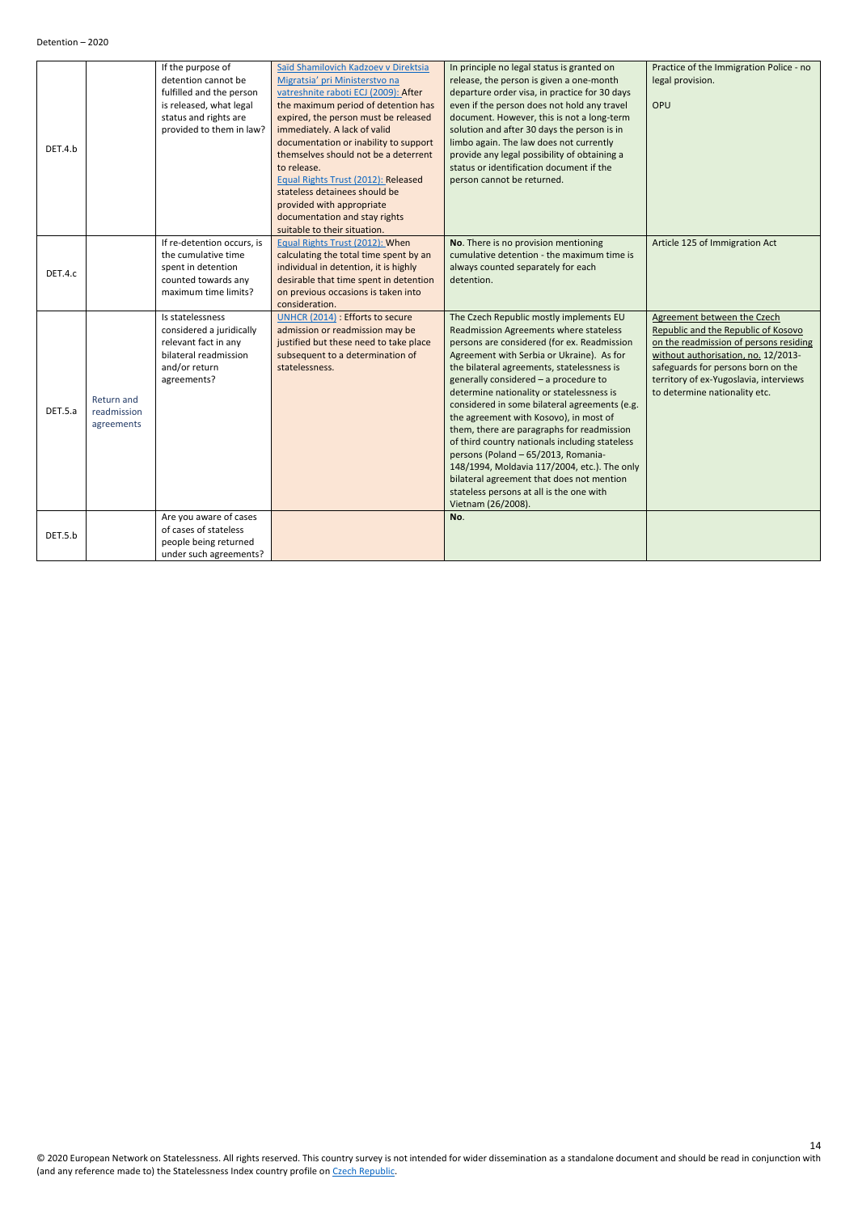| | | | | | |
|---|---|---|---|---|---|
| DET.4.b | | If the purpose of detention cannot be fulfilled and the person is released, what legal status and rights are provided to them in law? | Saïd Shamilovich Kadzoev v Direktsia Migratsia' pri Ministerstvo na vatreshnite raboti ECJ (2009): After the maximum period of detention has expired, the person must be released immediately. A lack of valid documentation or inability to support themselves should not be a deterrent to release. Equal Rights Trust (2012): Released stateless detainees should be provided with appropriate documentation and stay rights suitable to their situation. | In principle no legal status is granted on release, the person is given a one-month departure order visa, in practice for 30 days even if the person does not hold any travel document. However, this is not a long-term solution and after 30 days the person is in limbo again. The law does not currently provide any legal possibility of obtaining a status or identification document if the person cannot be returned. | Practice of the Immigration Police - no legal provision.<br><br>OPU |
| DET.4.c | | If re-detention occurs, is the cumulative time spent in detention counted towards any maximum time limits? | Equal Rights Trust (2012): When calculating the total time spent by an individual in detention, it is highly desirable that time spent in detention on previous occasions is taken into consideration. | **No**. There is no provision mentioning cumulative detention - the maximum time is always counted separately for each detention. | Article 125 of Immigration Act |
| DET.5.a | Return and readmission agreements | Is statelessness considered a juridically relevant fact in any bilateral readmission and/or return agreements? | UNHCR (2014) : Efforts to secure admission or readmission may be justified but these need to take place subsequent to a determination of statelessness. | The Czech Republic mostly implements EU Readmission Agreements where stateless persons are considered (for ex. Readmission Agreement with Serbia or Ukraine). As for the bilateral agreements, statelessness is generally considered – a procedure to determine nationality or statelessness is considered in some bilateral agreements (e.g. the agreement with Kosovo), in most of them, there are paragraphs for readmission of third country nationals including stateless persons (Poland – 65/2013, Romania-148/1994, Moldavia 117/2004, etc.). The only bilateral agreement that does not mention stateless persons at all is the one with Vietnam (26/2008). | Agreement between the Czech Republic and the Republic of Kosovo on the readmission of persons residing without authorisation, no. 12/2013-safeguards for persons born on the territory of ex-Yugoslavia, interviews to determine nationality etc. |
| DET.5.b | | Are you aware of cases of cases of stateless people being returned under such agreements? | | **No**. | |

© 2020 European Network on Statelessness. All rights reserved. This country survey is not intended for wider dissemination as a standalone document and should be read in conjunction with (and any reference made to) the Statelessness Index country profile on Czech Republic.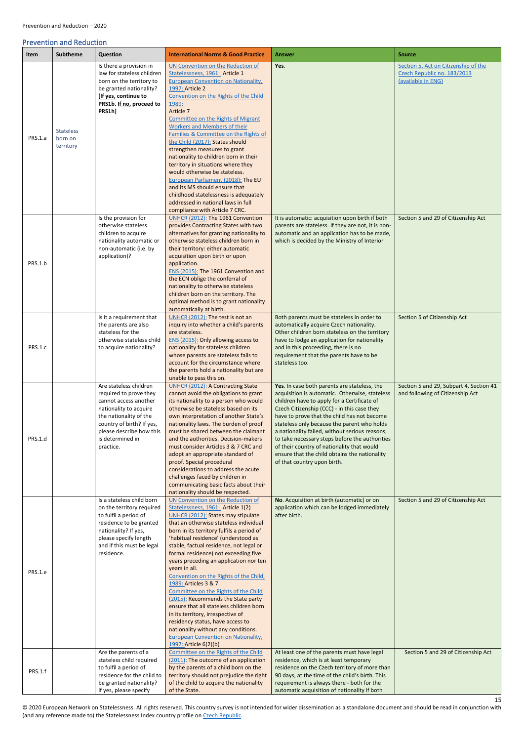## Prevention and Reduction

| Item | Subtheme | Question | International Norms & Good Practice | Answer | Source |
|---|---|---|---|---|---|
| PRS.1.a | Stateless born on territory | Is there a provision in law for stateless children born on the territory to be granted nationality? **[If yes, continue to PRS1b. If no, proceed to PRS1h]** | UN Convention on the Reduction of Statelessness, 1961: Article 1<br>European Convention on Nationality, 1997: Article 2<br>Convention on the Rights of the Child 1989: Article 7<br>Committee on the Rights of Migrant Workers and Members of their Families & Committee on the Rights of the Child (2017): States should strengthen measures to grant nationality to children born in their territory in situations where they would otherwise be stateless.<br>European Parliament (2018): The EU and its MS should ensure that childhood statelessness is adequately addressed in national laws in full compliance with Article 7 CRC. | **Yes**. | Section 5, Act on Citizenship of the Czech Republic no. 183/2013 (available in ENG) |
| PRS.1.b | | Is the provision for otherwise stateless children to acquire nationality automatic or non-automatic (i.e. by application)? | UNHCR (2012): The 1961 Convention provides Contracting States with two alternatives for granting nationality to otherwise stateless children born in their territory: either automatic acquisition upon birth or upon application.<br>ENS (2015): The 1961 Convention and the ECN oblige the conferral of nationality to otherwise stateless children born on the territory. The optimal method is to grant nationality automatically at birth. | It is automatic: acquisition upon birth if both parents are stateless. If they are not, it is non-automatic and an application has to be made, which is decided by the Ministry of Interior | Section 5 and 29 of Citizenship Act |
| PRS.1.c | | Is it a requirement that the parents are also stateless for the otherwise stateless child to acquire nationality? | UNHCR (2012): The test is not an inquiry into whether a child's parents are stateless.<br>ENS (2015): Only allowing access to nationality for stateless children whose parents are stateless fails to account for the circumstance where the parents hold a nationality but are unable to pass this on. | Both parents must be stateless in order to automatically acquire Czech nationality. Other children born stateless on the territory have to lodge an application for nationality and in this proceeding, there is no requirement that the parents have to be stateless too. | Section 5 of Citizenship Act |
| PRS.1.d | | Are stateless children required to prove they cannot access another nationality to acquire the nationality of the country of birth? If yes, please describe how this is determined in practice. | UNHCR (2012): A Contracting State cannot avoid the obligations to grant its nationality to a person who would otherwise be stateless based on its own interpretation of another State's nationality laws. The burden of proof must be shared between the claimant and the authorities. Decision-makers must consider Articles 3 & 7 CRC and adopt an appropriate standard of proof. Special procedural considerations to address the acute challenges faced by children in communicating basic facts about their nationality should be respected. | **Yes**. In case both parents are stateless, the acquisition is automatic. Otherwise, stateless children have to apply for a Certificate of Czech Citizenship (CCC) - in this case they have to prove that the child has not become stateless only because the parent who holds a nationality failed, without serious reasons, to take necessary steps before the authorities of their country of nationality that would ensure that the child obtains the nationality of that country upon birth. | Section 5 and 29, Subpart 4, Section 41 and following of Citizenship Act |
| PRS.1.e | | Is a stateless child born on the territory required to fulfil a period of residence to be granted nationality? If yes, please specify length and if this must be legal residence. | UN Convention on the Reduction of Statelessness, 1961: Article 1(2)<br>UNHCR (2012): States may stipulate that an otherwise stateless individual born in its territory fulfils a period of 'habitual residence' (understood as stable, factual residence, not legal or formal residence) not exceeding five years preceding an application nor ten years in all.<br>Convention on the Rights of the Child, 1989: Articles 3 & 7<br>Committee on the Rights of the Child (2015): Recommends the State party ensure that all stateless children born in its territory, irrespective of residency status, have access to nationality without any conditions.<br>European Convention on Nationality, 1997: Article 6(2)(b) | **No**. Acquisition at birth (automatic) or on application which can be lodged immediately after birth. | Section 5 and 29 of Citizenship Act |
| PRS.1.f | | Are the parents of a stateless child required to fulfil a period of residence for the child to be granted nationality? If yes, please specify | Committee on the Rights of the Child (2011): The outcome of an application by the parents of a child born on the territory should not prejudice the right of the child to acquire the nationality of the State. | At least one of the parents must have legal residence, which is at least temporary residence on the Czech territory of more than 90 days, at the time of the child's birth. This requirement is always there - both for the automatic acquisition of nationality if both | Section 5 and 29 of Citizenship Act |

© 2020 European Network on Statelessness. All rights reserved. This country survey is not intended for wider dissemination as a standalone document and should be read in conjunction with (and any reference made to) the Statelessness Index country profile on Czech Republic.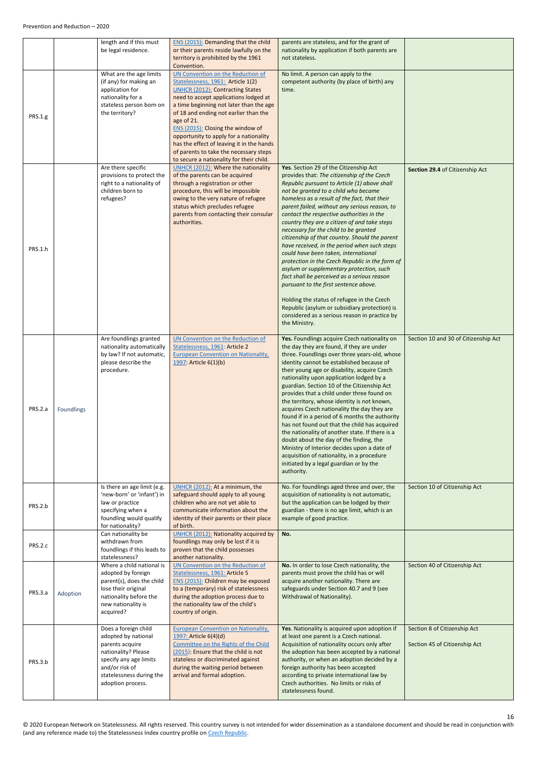| | | | | | |
|---|---|---|---|---|---|
| | | length and if this must be legal residence. | ENS (2015): Demanding that the child or their parents reside lawfully on the territory is prohibited by the 1961 Convention. | parents are stateless, and for the grant of nationality by application if both parents are not stateless. | |
| PRS.1.g | | What are the age limits (if any) for making an application for nationality for a stateless person born on the territory? | UN Convention on the Reduction of Statelessness, 1961: Article 1(2)<br>UNHCR (2012): Contracting States need to accept applications lodged at a time beginning not later than the age of 18 and ending not earlier than the age of 21.<br>ENS (2015): Closing the window of opportunity to apply for a nationality has the effect of leaving it in the hands of parents to take the necessary steps to secure a nationality for their child. | No limit. A person can apply to the competent authority (by place of birth) any time. | |
| PRS.1.h | | Are there specific provisions to protect the right to a nationality of children born to refugees? | UNHCR (2012): Where the nationality of the parents can be acquired through a registration or other procedure, this will be impossible owing to the very nature of refugee status which precludes refugee parents from contacting their consular authorities. | **Yes**. Section 29 of the Citizenship Act provides that: *The citizenship of the Czech Republic pursuant to Article (1) above shall not be granted to a child who became homeless as a result of the fact, that their parent failed, without any serious reason, to contact the respective authorities in the country they are a citizen of and take steps necessary for the child to be granted citizenship of that country. Should the parent have received, in the period when such steps could have been taken, international protection in the Czech Republic in the form of asylum or supplementary protection, such fact shall be perceived as a serious reason pursuant to the first sentence above.*<br><br>Holding the status of refugee in the Czech Republic (asylum or subsidiary protection) is considered as a serious reason in practice by the Ministry. | **Section 29.4** of Citizenship Act |
| PRS.2.a | Foundlings | Are foundlings granted nationality automatically by law? If not automatic, please describe the procedure. | UN Convention on the Reduction of Statelessness, 1961: Article 2<br>European Convention on Nationality, 1997: Article 6(1)(b) | **Yes.** Foundlings acquire Czech nationality on the day they are found, if they are under three. Foundlings over three years-old, whose identity cannot be established because of their young age or disability, acquire Czech nationality upon application lodged by a guardian. Section 10 of the Citizenship Act provides that a child under three found on the territory, whose identity is not known, acquires Czech nationality the day they are found if in a period of 6 months the authority has not found out that the child has acquired the nationality of another state. If there is a doubt about the day of the finding, the Ministry of Interior decides upon a date of acquisition of nationality, in a procedure initiated by a legal guardian or by the authority. | Section 10 and 30 of Citizenship Act |
| PRS.2.b | | Is there an age limit (e.g. 'new-born' or 'infant') in law or practice specifying when a foundling would qualify for nationality? | UNHCR (2012): At a minimum, the safeguard should apply to all young children who are not yet able to communicate information about the identity of their parents or their place of birth. | No. For foundlings aged three and over, the acquisition of nationality is not automatic, but the application can be lodged by their guardian - there is no age limit, which is an example of good practice. | Section 10 of Citizenship Act |
| PRS.2.c | | Can nationality be withdrawn from foundlings if this leads to statelessness? | UNHCR (2012): Nationality acquired by foundlings may only be lost if it is proven that the child possesses another nationality. | **No.** | |
| PRS.3.a | Adoption | Where a child national is adopted by foreign parent(s), does the child lose their original nationality before the new nationality is acquired? | UN Convention on the Reduction of Statelessness, 1961: Article 5<br>ENS (2015): Children may be exposed to a (temporary) risk of statelessness during the adoption process due to the nationality law of the child's country of origin. | **No.** In order to lose Czech nationality, the parents must prove the child has or will acquire another nationality. There are safeguards under Section 40.7 and 9 (see Withdrawal of Nationality). | Section 40 of Citizenship Act |
| PRS.3.b | | Does a foreign child adopted by national parents acquire nationality? Please specify any age limits and/or risk of statelessness during the adoption process. | European Convention on Nationality, 1997: Article 6(4)(d)<br>Committee on the Rights of the Child (2015): Ensure that the child is not stateless or discriminated against during the waiting period between arrival and formal adoption. | **Yes.** Nationality is acquired upon adoption if at least one parent is a Czech national. Acquisition of nationality occurs only after the adoption has been accepted by a national authority, or when an adoption decided by a foreign authority has been accepted according to private international law by Czech authorities. No limits or risks of statelessness found. | Section 8 of Citizenship Act<br><br>Section 45 of Citizenship Act |

© 2020 European Network on Statelessness. All rights reserved. This country survey is not intended for wider dissemination as a standalone document and should be read in conjunction with (and any reference made to) the Statelessness Index country profile on Czech Republic.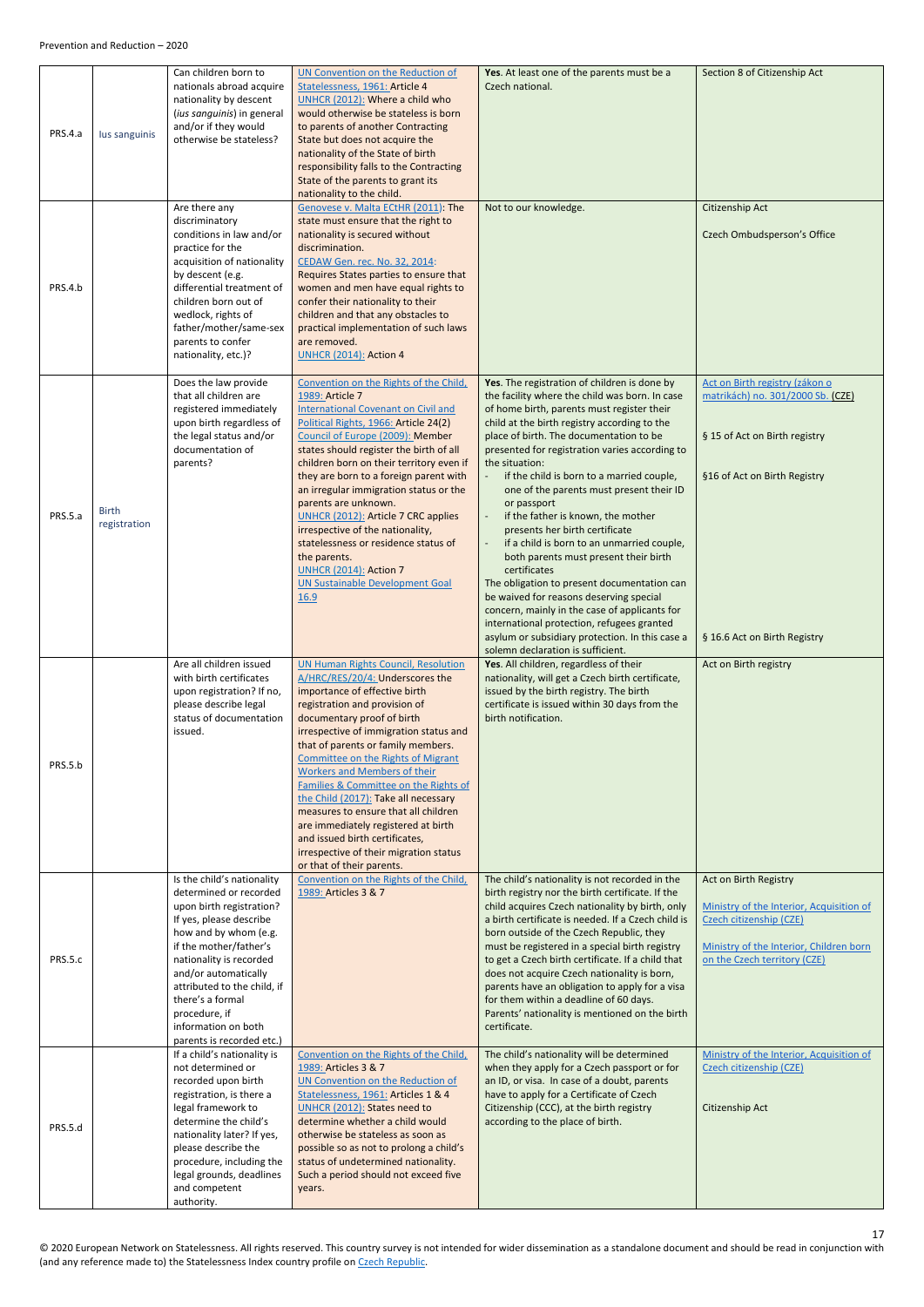| PRS.4.a | Ius sanguinis | Can children born to nationals abroad acquire nationality by descent (*ius sanguinis*) in general and/or if they would otherwise be stateless? | UN Convention on the Reduction of Statelessness, 1961: Article 4<br>UNHCR (2012): Where a child who would otherwise be stateless is born to parents of another Contracting State but does not acquire the nationality of the State of birth responsibility falls to the Contracting State of the parents to grant its nationality to the child. | **Yes**. At least one of the parents must be a Czech national. | Section 8 of Citizenship Act |
|---|---|---|---|---|---|
| PRS.4.b | | Are there any discriminatory conditions in law and/or practice for the acquisition of nationality by descent (e.g. differential treatment of children born out of wedlock, rights of father/mother/same-sex parents to confer nationality, etc.)? | Genovese v. Malta ECtHR (2011): The state must ensure that the right to nationality is secured without discrimination.<br>CEDAW Gen. rec. No. 32, 2014: Requires States parties to ensure that women and men have equal rights to confer their nationality to their children and that any obstacles to practical implementation of such laws are removed.<br>UNHCR (2014): Action 4 | Not to our knowledge. | Citizenship Act<br><br>Czech Ombudsperson's Office |
| PRS.5.a | Birth registration | Does the law provide that all children are registered immediately upon birth regardless of the legal status and/or documentation of parents? | Convention on the Rights of the Child, 1989: Article 7<br>International Covenant on Civil and Political Rights, 1966: Article 24(2)<br>Council of Europe (2009): Member states should register the birth of all children born on their territory even if they are born to a foreign parent with an irregular immigration status or the parents are unknown.<br>UNHCR (2012): Article 7 CRC applies irrespective of the nationality, statelessness or residence status of the parents.<br>UNHCR (2014): Action 7<br>UN Sustainable Development Goal 16.9 | **Yes**. The registration of children is done by the facility where the child was born. In case of home birth, parents must register their child at the birth registry according to the place of birth. The documentation to be presented for registration varies according to the situation:<br>- if the child is born to a married couple, one of the parents must present their ID or passport<br>- if the father is known, the mother presents her birth certificate<br>- if a child is born to an unmarried couple, both parents must present their birth certificates<br>The obligation to present documentation can be waived for reasons deserving special concern, mainly in the case of applicants for international protection, refugees granted asylum or subsidiary protection. In this case a solemn declaration is sufficient. | Act on Birth registry (zákon o matrikách) no. 301/2000 Sb. (CZE)<br><br>§ 15 of Act on Birth registry<br><br>§16 of Act on Birth Registry<br><br>§ 16.6 Act on Birth Registry |
| PRS.5.b | | Are all children issued with birth certificates upon registration? If no, please describe legal status of documentation issued. | UN Human Rights Council, Resolution A/HRC/RES/20/4: Underscores the importance of effective birth registration and provision of documentary proof of birth irrespective of immigration status and that of parents or family members.<br>Committee on the Rights of Migrant Workers and Members of their Families & Committee on the Rights of the Child (2017): Take all necessary measures to ensure that all children are immediately registered at birth and issued birth certificates, irrespective of their migration status or that of their parents. | **Yes**. All children, regardless of their nationality, will get a Czech birth certificate, issued by the birth registry. The birth certificate is issued within 30 days from the birth notification. | Act on Birth registry |
| PRS.5.c | | Is the child's nationality determined or recorded upon birth registration? If yes, please describe how and by whom (e.g. if the mother/father's nationality is recorded and/or automatically attributed to the child, if there's a formal procedure, if information on both parents is recorded etc.) | Convention on the Rights of the Child, 1989: Articles 3 & 7 | The child's nationality is not recorded in the birth registry nor the birth certificate. If the child acquires Czech nationality by birth, only a birth certificate is needed. If a Czech child is born outside of the Czech Republic, they must be registered in a special birth registry to get a Czech birth certificate. If a child that does not acquire Czech nationality is born, parents have an obligation to apply for a visa for them within a deadline of 60 days. Parents' nationality is mentioned on the birth certificate. | Act on Birth Registry<br><br>Ministry of the Interior, Acquisition of Czech citizenship (CZE)<br><br>Ministry of the Interior, Children born on the Czech territory (CZE) |
| PRS.5.d | | If a child's nationality is not determined or recorded upon birth registration, is there a legal framework to determine the child's nationality later? If yes, please describe the procedure, including the legal grounds, deadlines and competent authority. | Convention on the Rights of the Child, 1989: Articles 3 & 7<br>UN Convention on the Reduction of Statelessness, 1961: Articles 1 & 4<br>UNHCR (2012): States need to determine whether a child would otherwise be stateless as soon as possible so as not to prolong a child's status of undetermined nationality. Such a period should not exceed five years. | The child's nationality will be determined when they apply for a Czech passport or for an ID, or visa. In case of a doubt, parents have to apply for a Certificate of Czech Citizenship (CCC), at the birth registry according to the place of birth. | Ministry of the Interior, Acquisition of Czech citizenship (CZE)<br><br>Citizenship Act |

© 2020 European Network on Statelessness. All rights reserved. This country survey is not intended for wider dissemination as a standalone document and should be read in conjunction with (and any reference made to) the Statelessness Index country profile on Czech Republic.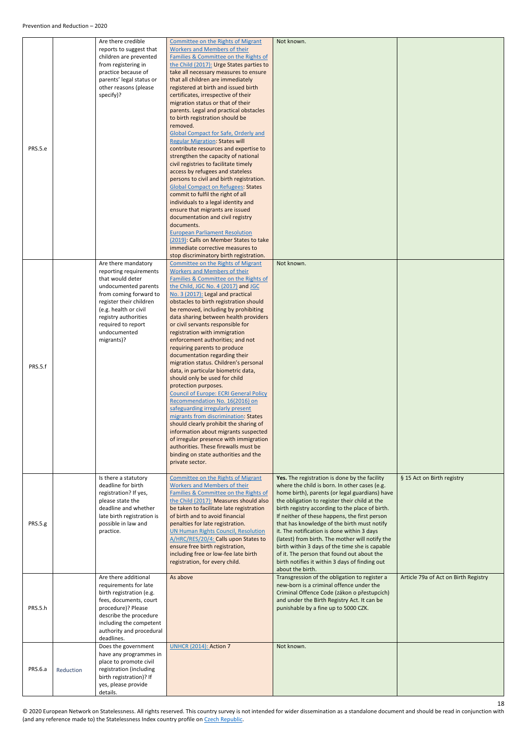| | | | | | |
|---|---|---|---|---|---|
| PRS.5.e | | Are there credible reports to suggest that children are prevented from registering in practice because of parents' legal status or other reasons (please specify)? | Committee on the Rights of Migrant Workers and Members of their Families & Committee on the Rights of the Child (2017): Urge States parties to take all necessary measures to ensure that all children are immediately registered at birth and issued birth certificates, irrespective of their migration status or that of their parents. Legal and practical obstacles to birth registration should be removed. Global Compact for Safe, Orderly and Regular Migration: States will contribute resources and expertise to strengthen the capacity of national civil registries to facilitate timely access by refugees and stateless persons to civil and birth registration. Global Compact on Refugees: States commit to fulfil the right of all individuals to a legal identity and ensure that migrants are issued documentation and civil registry documents. European Parliament Resolution (2019): Calls on Member States to take immediate corrective measures to stop discriminatory birth registration. | Not known. | |
| PRS.5.f | | Are there mandatory reporting requirements that would deter undocumented parents from coming forward to register their children (e.g. health or civil registry authorities required to report undocumented migrants)? | Committee on the Rights of Migrant Workers and Members of their Families & Committee on the Rights of the Child, JGC No. 4 (2017) and JGC No. 3 (2017): Legal and practical obstacles to birth registration should be removed, including by prohibiting data sharing between health providers or civil servants responsible for registration with immigration enforcement authorities; and not requiring parents to produce documentation regarding their migration status. Children's personal data, in particular biometric data, should only be used for child protection purposes. Council of Europe: ECRI General Policy Recommendation No. 16(2016) on safeguarding irregularly present migrants from discrimination: States should clearly prohibit the sharing of information about migrants suspected of irregular presence with immigration authorities. These firewalls must be binding on state authorities and the private sector. | Not known. | |
| PRS.5.g | | Is there a statutory deadline for birth registration? If yes, please state the deadline and whether late birth registration is possible in law and practice. | Committee on the Rights of Migrant Workers and Members of their Families & Committee on the Rights of the Child (2017): Measures should also be taken to facilitate late registration of birth and to avoid financial penalties for late registration. UN Human Rights Council, Resolution A/HRC/RES/20/4: Calls upon States to ensure free birth registration, including free or low-fee late birth registration, for every child. | **Yes.** The registration is done by the facility where the child is born. In other cases (e.g. home birth), parents (or legal guardians) have the obligation to register their child at the birth registry according to the place of birth. If neither of these happens, the first person that has knowledge of the birth must notify it. The notification is done within 3 days (latest) from birth. The mother will notify the birth within 3 days of the time she is capable of it. The person that found out about the birth notifies it within 3 days of finding out about the birth. | § 15 Act on Birth registry |
| PRS.5.h | | Are there additional requirements for late birth registration (e.g. fees, documents, court procedure)? Please describe the procedure including the competent authority and procedural deadlines. | As above | Transgression of the obligation to register a new-born is a criminal offence under the Criminal Offence Code (zákon o přestupcích) and under the Birth Registry Act. It can be punishable by a fine up to 5000 CZK. | Article 79a of Act on Birth Registry |
| PRS.6.a | Reduction | Does the government have any programmes in place to promote civil registration (including birth registration)? If yes, please provide details. | UNHCR (2014): Action 7 | Not known. | |

© 2020 European Network on Statelessness. All rights reserved. This country survey is not intended for wider dissemination as a standalone document and should be read in conjunction with (and any reference made to) the Statelessness Index country profile on Czech Republic.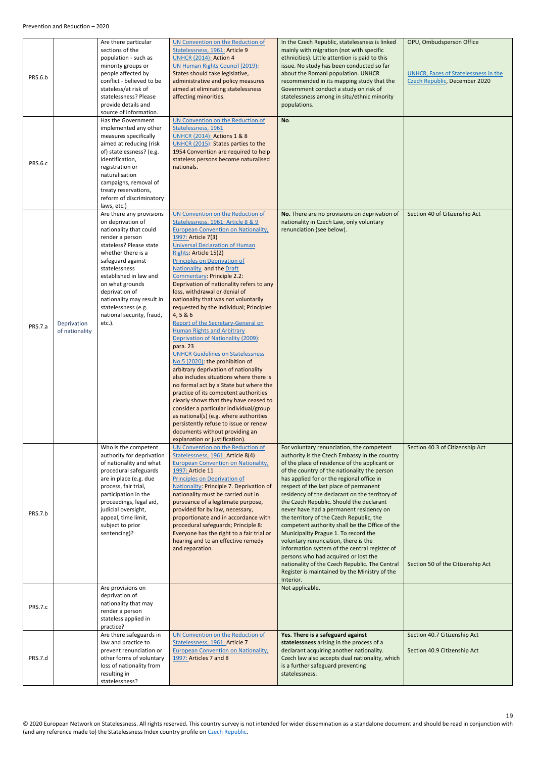| PRS.6.b | | Are there particular sections of the population - such as minority groups or people affected by conflict - believed to be stateless/at risk of statelessness? Please provide details and source of information. | UN Convention on the Reduction of Statelessness, 1961: Article 9<br>UNHCR (2014): Action 4<br>UN Human Rights Council (2019): States should take legislative, administrative and policy measures aimed at eliminating statelessness affecting minorities. | In the Czech Republic, statelessness is linked mainly with migration (not with specific ethnicities). Little attention is paid to this issue. No study has been conducted so far about the Romani population. UNHCR recommended in its mapping study that the Government conduct a study on risk of statelessness among in situ/ethnic minority populations. | OPU, Ombudsperson Office<br><br>UNHCR, Faces of Statelessness in the Czech Republic, December 2020 |
|---|---|---|---|---|---|
| PRS.6.c | | Has the Government implemented any other measures specifically aimed at reducing (risk of) statelessness? (e.g. identification, registration or naturalisation campaigns, removal of treaty reservations, reform of discriminatory laws, etc.) | UN Convention on the Reduction of Statelessness, 1961<br>UNHCR (2014): Actions 1 & 8<br>UNHCR (2015): States parties to the 1954 Convention are required to help stateless persons become naturalised nationals. | **No**. | |
| PRS.7.a | Deprivation of nationality | Are there any provisions on deprivation of nationality that could render a person stateless? Please state whether there is a safeguard against statelessness established in law and on what grounds deprivation of nationality may result in statelessness (e.g. national security, fraud, etc.). | UN Convention on the Reduction of Statelessness, 1961: Article 8 & 9<br>European Convention on Nationality, 1997: Article 7(3)<br>Universal Declaration of Human Rights: Article 15(2)<br>Principles on Deprivation of Nationality and the Draft Commentary: Principle 2.2: Deprivation of nationality refers to any loss, withdrawal or denial of nationality that was not voluntarily requested by the individual; Principles 4, 5 & 6<br>Report of the Secretary-General on Human Rights and Arbitrary Deprivation of Nationality (2009): para. 23<br>UNHCR Guidelines on Statelessness No.5 (2020): the prohibition of arbitrary deprivation of nationality also includes situations where there is no formal act by a State but where the practice of its competent authorities clearly shows that they have ceased to consider a particular individual/group as national(s) (e.g. where authorities persistently refuse to issue or renew documents without providing an explanation or justification). | **No.** There are no provisions on deprivation of nationality in Czech Law, only voluntary renunciation (see below). | Section 40 of Citizenship Act |
| PRS.7.b | | Who is the competent authority for deprivation of nationality and what procedural safeguards are in place (e.g. due process, fair trial, participation in the proceedings, legal aid, judicial oversight, appeal, time limit, subject to prior sentencing)? | UN Convention on the Reduction of Statelessness, 1961: Article 8(4)<br>European Convention on Nationality, 1997: Article 11<br>Principles on Deprivation of Nationality: Principle 7. Deprivation of nationality must be carried out in pursuance of a legitimate purpose, provided for by law, necessary, proportionate and in accordance with procedural safeguards; Principle 8: Everyone has the right to a fair trial or hearing and to an effective remedy and reparation. | For voluntary renunciation, the competent authority is the Czech Embassy in the country of the place of residence of the applicant or of the country of the nationality the person has applied for or the regional office in respect of the last place of permanent residency of the declarant on the territory of the Czech Republic. Should the declarant never have had a permanent residency on the territory of the Czech Republic, the competent authority shall be the Office of the Municipality Prague 1. To record the voluntary renunciation, there is the information system of the central register of persons who had acquired or lost the nationality of the Czech Republic. The Central Register is maintained by the Ministry of the Interior. | Section 40.3 of Citizenship Act<br><br>Section 50 of the Citizenship Act |
| PRS.7.c | | Are provisions on deprivation of nationality that may render a person stateless applied in practice? | | Not applicable. | |
| PRS.7.d | | Are there safeguards in law and practice to prevent renunciation or other forms of voluntary loss of nationality from resulting in statelessness? | UN Convention on the Reduction of Statelessness, 1961: Article 7<br>European Convention on Nationality, 1997: Articles 7 and 8 | **Yes. There is a safeguard against statelessness** arising in the process of a declarant acquiring another nationality. Czech law also accepts dual nationality, which is a further safeguard preventing statelessness. | Section 40.7 Citizenship Act<br><br>Section 40.9 Citizenship Act |

© 2020 European Network on Statelessness. All rights reserved. This country survey is not intended for wider dissemination as a standalone document and should be read in conjunction with (and any reference made to) the Statelessness Index country profile on Czech Republic.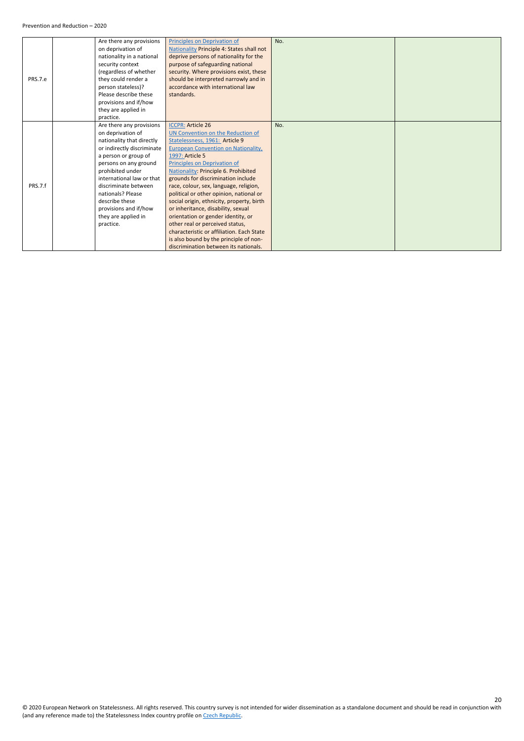| | | | | | |
|---|---|---|---|---|---|
| PRS.7.e | | Are there any provisions on deprivation of nationality in a national security context (regardless of whether they could render a person stateless)? Please describe these provisions and if/how they are applied in practice. | Principles on Deprivation of Nationality Principle 4: States shall not deprive persons of nationality for the purpose of safeguarding national security. Where provisions exist, these should be interpreted narrowly and in accordance with international law standards. | No. | |
| PRS.7.f | | Are there any provisions on deprivation of nationality that directly or indirectly discriminate a person or group of persons on any ground prohibited under international law or that discriminate between nationals? Please describe these provisions and if/how they are applied in practice. | ICCPR: Article 26<br>UN Convention on the Reduction of Statelessness, 1961: Article 9<br>European Convention on Nationality, 1997: Article 5<br>Principles on Deprivation of Nationality: Principle 6. Prohibited grounds for discrimination include race, colour, sex, language, religion, political or other opinion, national or social origin, ethnicity, property, birth or inheritance, disability, sexual orientation or gender identity, or other real or perceived status, characteristic or affiliation. Each State is also bound by the principle of non-discrimination between its nationals. | No. | |

© 2020 European Network on Statelessness. All rights reserved. This country survey is not intended for wider dissemination as a standalone document and should be read in conjunction with (and any reference made to) the Statelessness Index country profile on Czech Republic.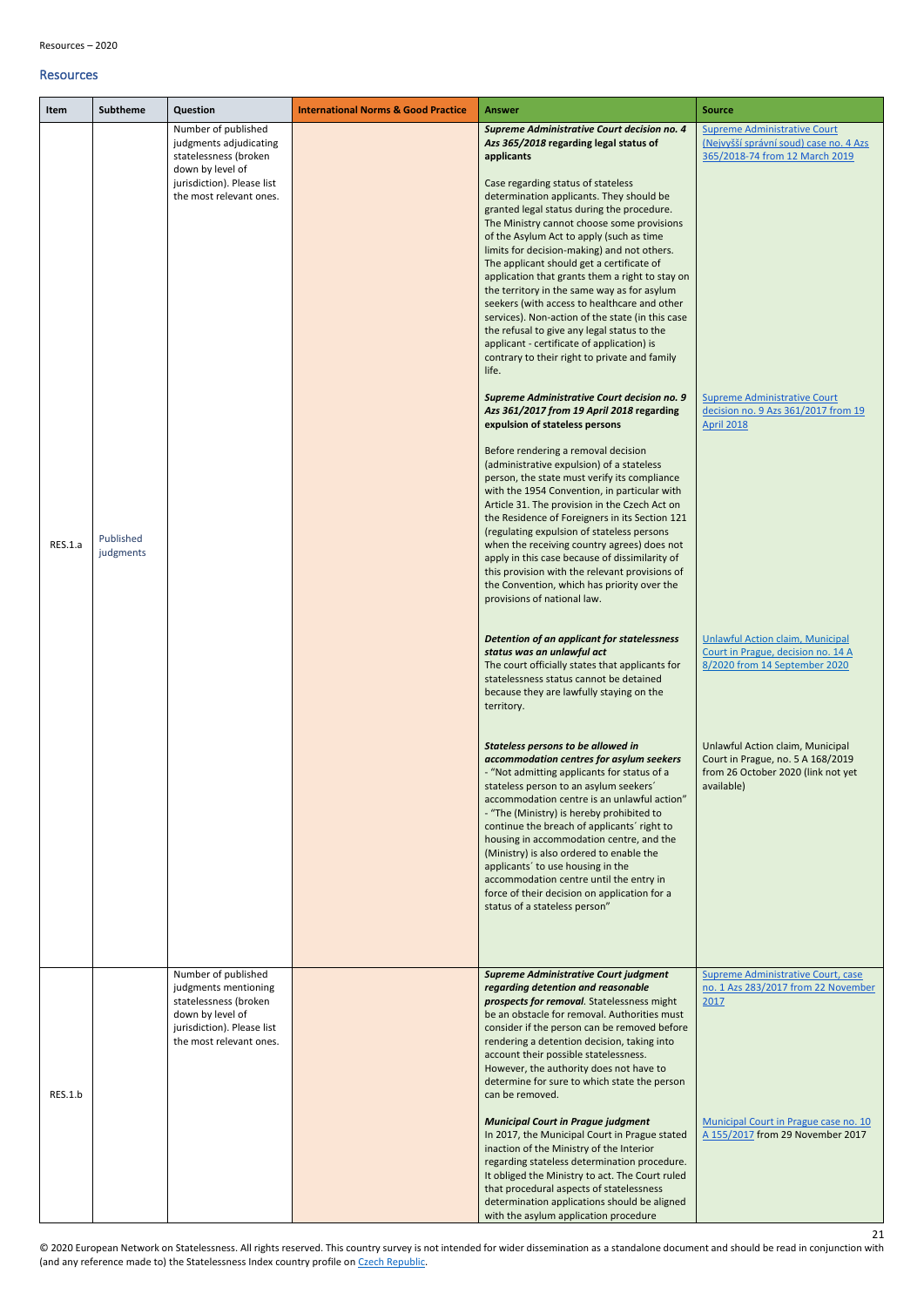## Resources

| Item | Subtheme | Question | International Norms & Good Practice | Answer | Source |
|---|---|---|---|---|---|
| RES.1.a | Published judgments | Number of published judgments adjudicating statelessness (broken down by level of jurisdiction). Please list the most relevant ones. | | ***Supreme Administrative Court decision no. 4 Azs 365/2018 regarding legal status of applicants*** <br><br> Case regarding status of stateless determination applicants. They should be granted legal status during the procedure. The Ministry cannot choose some provisions of the Asylum Act to apply (such as time limits for decision-making) and not others. The applicant should get a certificate of application that grants them a right to stay on the territory in the same way as for asylum seekers (with access to healthcare and other services). Non-action of the state (in this case the refusal to give any legal status to the applicant - certificate of application) is contrary to their right to private and family life. | Supreme Administrative Court (Nejvyšší správní soud) case no. 4 Azs 365/2018-74 from 12 March 2019 |
| | | | | ***Supreme Administrative Court decision no. 9 Azs 361/2017 from 19 April 2018*** **regarding expulsion of stateless persons** <br><br> Before rendering a removal decision (administrative expulsion) of a stateless person, the state must verify its compliance with the 1954 Convention, in particular with Article 31. The provision in the Czech Act on the Residence of Foreigners in its Section 121 (regulating expulsion of stateless persons when the receiving country agrees) does not apply in this case because of dissimilarity of this provision with the relevant provisions of the Convention, which has priority over the provisions of national law. | Supreme Administrative Court decision no. 9 Azs 361/2017 from 19 April 2018 |
| | | | | ***Detention of an applicant for statelessness status was an unlawful act*** <br> The court officially states that applicants for statelessness status cannot be detained because they are lawfully staying on the territory. | Unlawful Action claim, Municipal Court in Prague, decision no. 14 A 8/2020 from 14 September 2020 |
| | | | | ***Stateless persons to be allowed in accommodation centres for asylum seekers*** <br> - "Not admitting applicants for status of a stateless person to an asylum seekers´ accommodation centre is an unlawful action" <br> - "The (Ministry) is hereby prohibited to continue the breach of applicants´ right to housing in accommodation centre, and the (Ministry) is also ordered to enable the applicants´ to use housing in the accommodation centre until the entry in force of their decision on application for a status of a stateless person" | Unlawful Action claim, Municipal Court in Prague, no. 5 A 168/2019 from 26 October 2020 (link not yet available) |
| RES.1.b | | Number of published judgments mentioning statelessness (broken down by level of jurisdiction). Please list the most relevant ones. | | ***Supreme Administrative Court judgment regarding detention and reasonable prospects for removal***. Statelessness might be an obstacle for removal. Authorities must consider if the person can be removed before rendering a detention decision, taking into account their possible statelessness. However, the authority does not have to determine for sure to which state the person can be removed. | Supreme Administrative Court, case no. 1 Azs 283/2017 from 22 November 2017 |
| | | | | ***Municipal Court in Prague judgment*** <br> In 2017, the Municipal Court in Prague stated inaction of the Ministry of the Interior regarding stateless determination procedure. It obliged the Ministry to act. The Court ruled that procedural aspects of statelessness determination applications should be aligned with the asylum application procedure | Municipal Court in Prague case no. 10 A 155/2017 from 29 November 2017 |

© 2020 European Network on Statelessness. All rights reserved. This country survey is not intended for wider dissemination as a standalone document and should be read in conjunction with (and any reference made to) the Statelessness Index country profile on Czech Republic.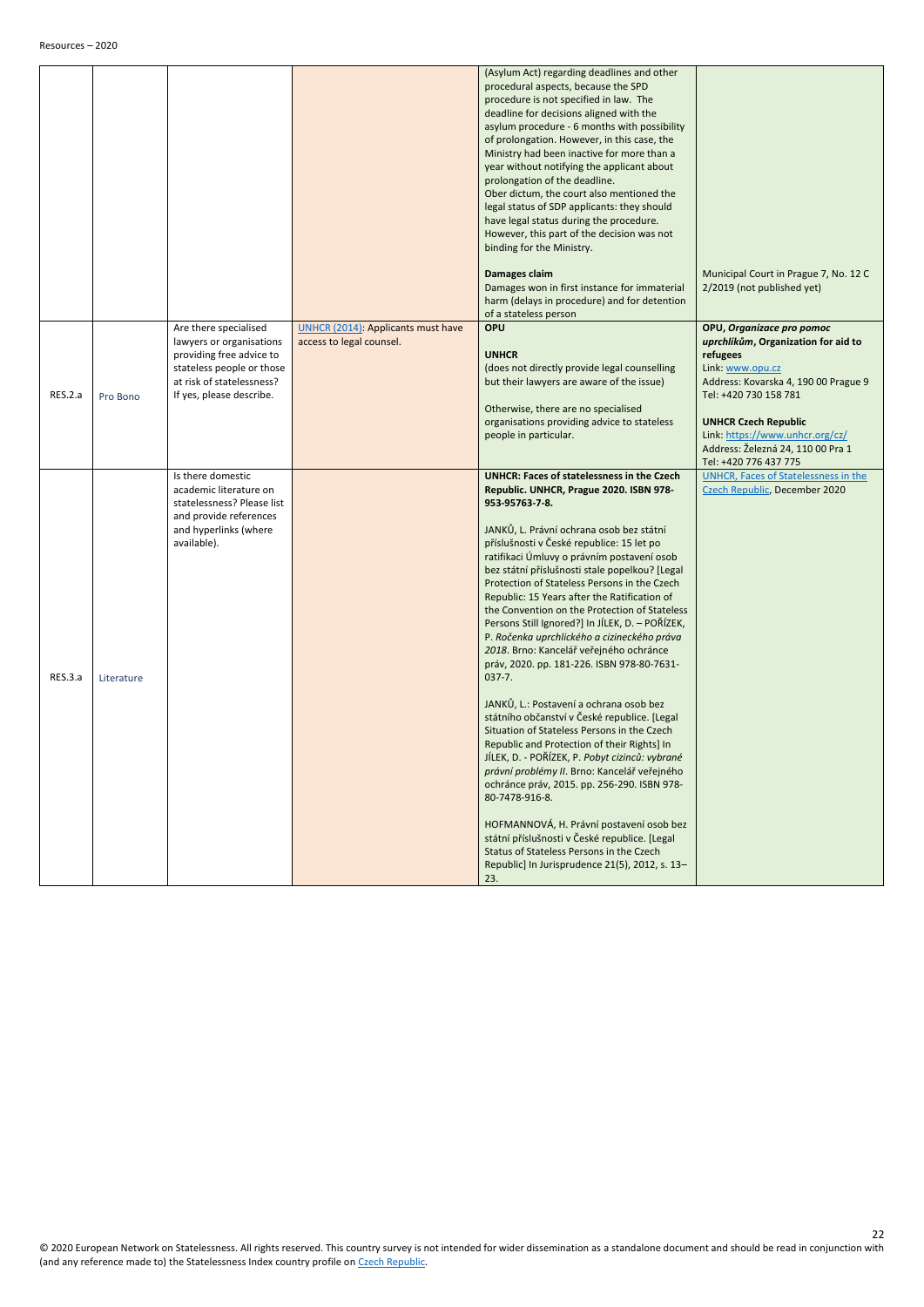| | | | | | |
|---|---|---|---|---|---|
| | | | | (Asylum Act) regarding deadlines and other procedural aspects, because the SPD procedure is not specified in law. The deadline for decisions aligned with the asylum procedure - 6 months with possibility of prolongation. However, in this case, the Ministry had been inactive for more than a year without notifying the applicant about prolongation of the deadline.<br>Ober dictum, the court also mentioned the legal status of SDP applicants: they should have legal status during the procedure. However, this part of the decision was not binding for the Ministry.<br><br>**Damages claim**<br>Damages won in first instance for immaterial harm (delays in procedure) and for detention of a stateless person | <br><br><br><br><br><br><br><br><br><br><br><br><br>Municipal Court in Prague 7, No. 12 C 2/2019 (not published yet) |
| RES.2.a | Pro Bono | Are there specialised lawyers or organisations providing free advice to stateless people or those at risk of statelessness? If yes, please describe. | UNHCR (2014): Applicants must have access to legal counsel. | **OPU**<br><br>**UNHCR**<br>(does not directly provide legal counselling but their lawyers are aware of the issue)<br><br>Otherwise, there are no specialised organisations providing advice to stateless people in particular. | **OPU, *Organizace pro pomoc uprchlíkům*, Organization for aid to refugees**<br>Link: www.opu.cz<br>Address: Kovarska 4, 190 00 Prague 9<br>Tel: +420 730 158 781<br><br>**UNHCR Czech Republic**<br>Link: https://www.unhcr.org/cz/<br>Address: Železná 24, 110 00 Pra 1<br>Tel: +420 776 437 775 |
| RES.3.a | Literature | Is there domestic academic literature on statelessness? Please list and provide references and hyperlinks (where available). | | **UNHCR: Faces of statelessness in the Czech Republic. UNHCR, Prague 2020. ISBN 978-953-95763-7-8.**<br><br>JANKŮ, L. Právní ochrana osob bez státní příslušnosti v České republice: 15 let po ratifikaci Úmluvy o právním postavení osob bez státní příslušnosti stale popelkou? [Legal Protection of Stateless Persons in the Czech Republic: 15 Years after the Ratification of the Convention on the Protection of Stateless Persons Still Ignored?] In JÍLEK, D. – POŘÍZEK, P. *Ročenka uprchlického a cizineckého práva 2018*. Brno: Kancelář veřejného ochránce práv, 2020. pp. 181-226. ISBN 978-80-7631-037-7.<br><br>JANKŮ, L.: Postavení a ochrana osob bez státního občanství v České republice. [Legal Situation of Stateless Persons in the Czech Republic and Protection of their Rights] In JÍLEK, D. - POŘÍZEK, P. *Pobyt cizinců: vybrané právní problémy II*. Brno: Kancelář veřejného ochránce práv, 2015. pp. 256-290. ISBN 978-80-7478-916-8.<br><br>HOFMANNOVÁ, H. Právní postavení osob bez státní příslušnosti v České republice. [Legal Status of Stateless Persons in the Czech Republic] In Jurisprudence 21(5), 2012, s. 13–23. | UNHCR, Faces of Statelessness in the Czech Republic, December 2020 |

© 2020 European Network on Statelessness. All rights reserved. This country survey is not intended for wider dissemination as a standalone document and should be read in conjunction with (and any reference made to) the Statelessness Index country profile on Czech Republic.